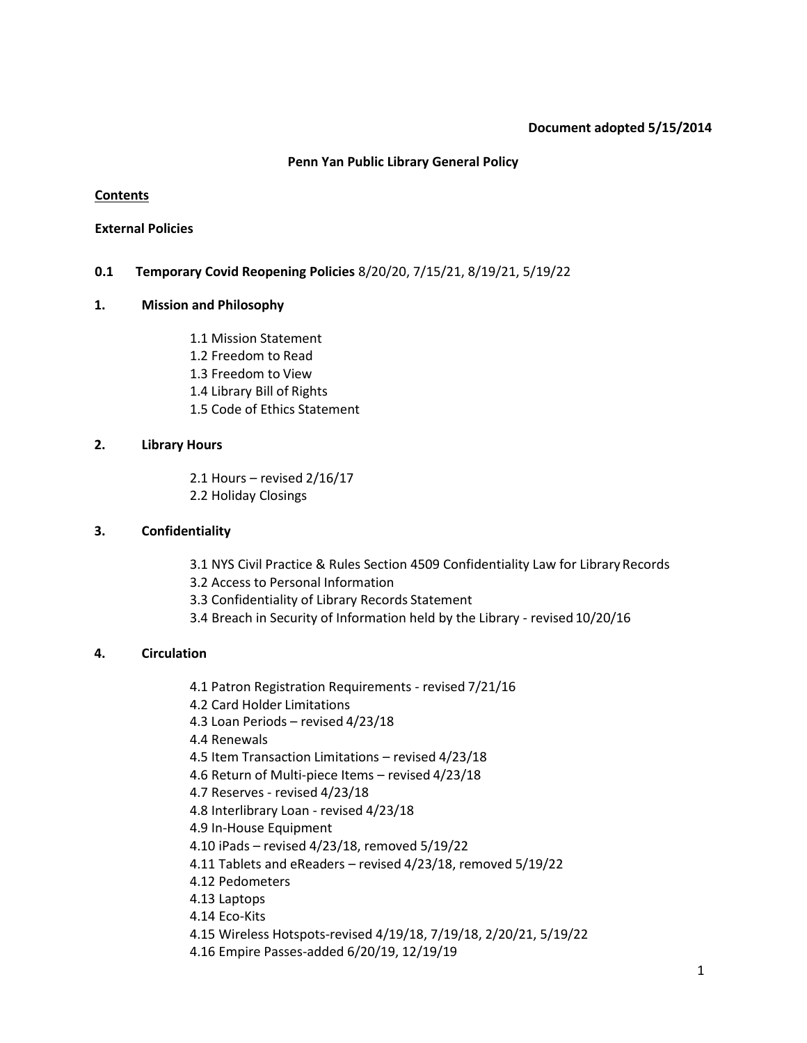**Document adopted 5/15/2014**

# Penn Yan Public Library General Policy

**<u>Contents</u>**

**External Policies**

**0.1 Temporary Covid Reopening Policies** 8/20/20, 7/15/21, 8/19/21, 5/19/22

**1. Mission and Philosophy**

- 1.1 Mission Statement
- 1.2 Freedom to Read
- 1.3 Freedom to View
- 1.4 Library Bill of Rights
- 1.5 Code of Ethics Statement

**2. Library Hours**

- 2.1 Hours – revised 2/16/17
- 2.2 Holiday Closings

**3. Confidentiality**

- 3.1 NYS Civil Practice & Rules Section 4509 Confidentiality Law for Library Records
- 3.2 Access to Personal Information
- 3.3 Confidentiality of Library Records Statement
- 3.4 Breach in Security of Information held by the Library - revised 10/20/16

**4. Circulation**

- 4.1 Patron Registration Requirements - revised 7/21/16
- 4.2 Card Holder Limitations
- 4.3 Loan Periods – revised 4/23/18
- 4.4 Renewals
- 4.5 Item Transaction Limitations – revised 4/23/18
- 4.6 Return of Multi-piece Items – revised 4/23/18
- 4.7 Reserves - revised 4/23/18
- 4.8 Interlibrary Loan - revised 4/23/18
- 4.9 In-House Equipment
- 4.10 iPads – revised 4/23/18, removed 5/19/22
- 4.11 Tablets and eReaders – revised 4/23/18, removed 5/19/22
- 4.12 Pedometers
- 4.13 Laptops
- 4.14 Eco-Kits
- 4.15 Wireless Hotspots-revised 4/19/18, 7/19/18, 2/20/21, 5/19/22
- 4.16 Empire Passes-added 6/20/19, 12/19/19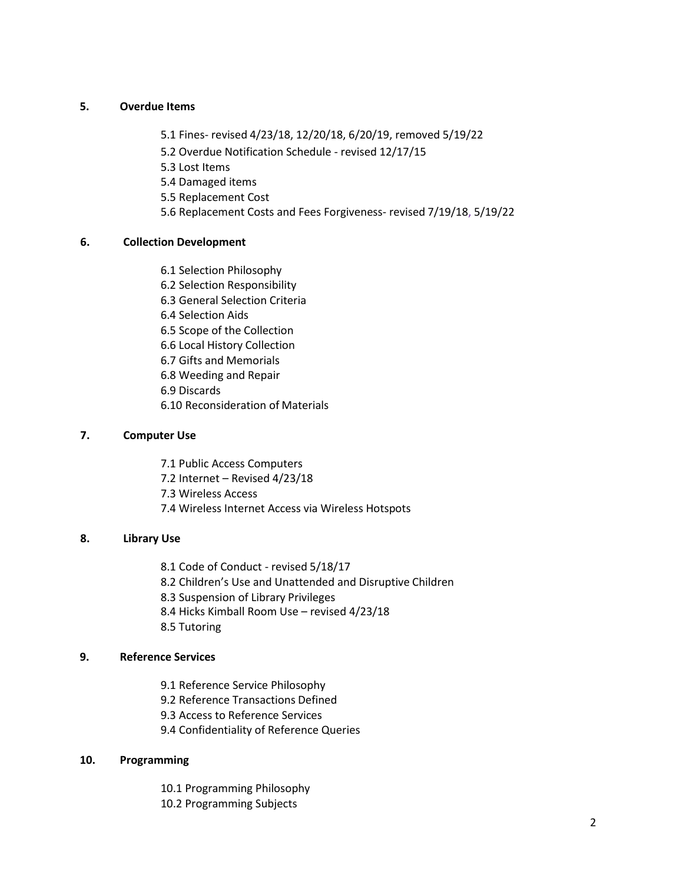**5. Overdue Items**

- 5.1 Fines- revised 4/23/18, 12/20/18, 6/20/19, removed 5/19/22
- 5.2 Overdue Notification Schedule - revised 12/17/15
- 5.3 Lost Items
- 5.4 Damaged items
- 5.5 Replacement Cost
- 5.6 Replacement Costs and Fees Forgiveness- revised 7/19/18, 5/19/22

**6. Collection Development**

- 6.1 Selection Philosophy
- 6.2 Selection Responsibility
- 6.3 General Selection Criteria
- 6.4 Selection Aids
- 6.5 Scope of the Collection
- 6.6 Local History Collection
- 6.7 Gifts and Memorials
- 6.8 Weeding and Repair
- 6.9 Discards
- 6.10 Reconsideration of Materials

**7. Computer Use**

- 7.1 Public Access Computers
- 7.2 Internet – Revised 4/23/18
- 7.3 Wireless Access
- 7.4 Wireless Internet Access via Wireless Hotspots

**8. Library Use**

- 8.1 Code of Conduct - revised 5/18/17
- 8.2 Children's Use and Unattended and Disruptive Children
- 8.3 Suspension of Library Privileges
- 8.4 Hicks Kimball Room Use – revised 4/23/18
- 8.5 Tutoring

**9. Reference Services**

- 9.1 Reference Service Philosophy
- 9.2 Reference Transactions Defined
- 9.3 Access to Reference Services
- 9.4 Confidentiality of Reference Queries

**10. Programming**

- 10.1 Programming Philosophy
- 10.2 Programming Subjects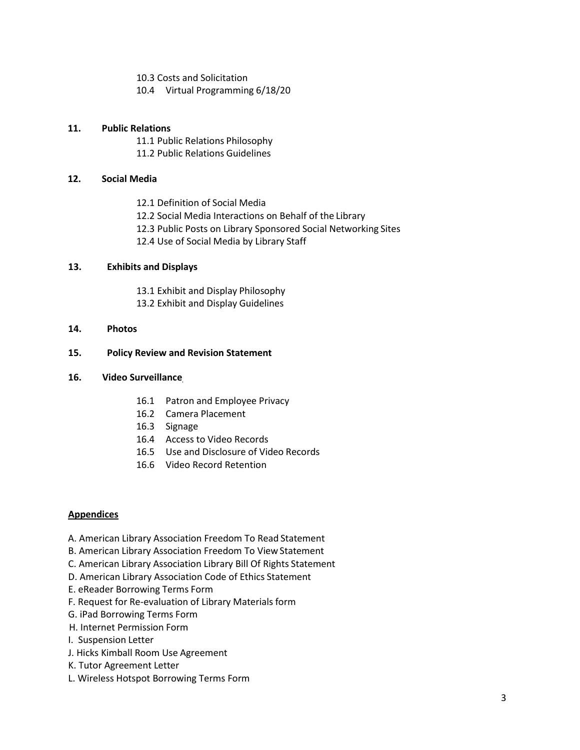10.3 Costs and Solicitation
10.4 Virtual Programming 6/18/20

**11. Public Relations**

11.1 Public Relations Philosophy
11.2 Public Relations Guidelines

**12. Social Media**

12.1 Definition of Social Media
12.2 Social Media Interactions on Behalf of the Library
12.3 Public Posts on Library Sponsored Social Networking Sites
12.4 Use of Social Media by Library Staff

**13. Exhibits and Displays**

13.1 Exhibit and Display Philosophy
13.2 Exhibit and Display Guidelines

**14. Photos**

**15. Policy Review and Revision Statement**

**16. Video Surveillance**

16.1 Patron and Employee Privacy
16.2 Camera Placement
16.3 Signage
16.4 Access to Video Records
16.5 Use and Disclosure of Video Records
16.6 Video Record Retention

**<u>Appendices</u>**

A. American Library Association Freedom To Read Statement
B. American Library Association Freedom To View Statement
C. American Library Association Library Bill Of Rights Statement
D. American Library Association Code of Ethics Statement
E. eReader Borrowing Terms Form
F. Request for Re-evaluation of Library Materials form
G. iPad Borrowing Terms Form
H. Internet Permission Form
I. Suspension Letter
J. Hicks Kimball Room Use Agreement
K. Tutor Agreement Letter
L. Wireless Hotspot Borrowing Terms Form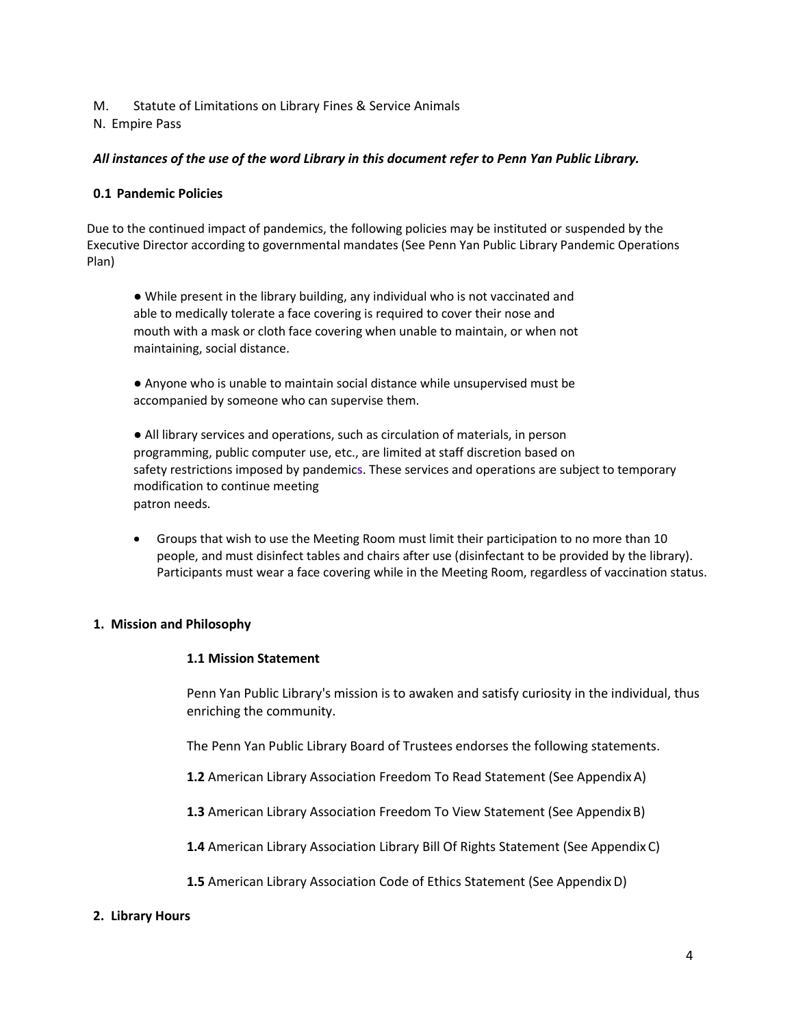M. Statute of Limitations on Library Fines & Service Animals

N. Empire Pass

***All instances of the use of the word Library in this document refer to Penn Yan Public Library.***

**0.1 Pandemic Policies**

Due to the continued impact of pandemics, the following policies may be instituted or suspended by the Executive Director according to governmental mandates (See Penn Yan Public Library Pandemic Operations Plan)

- While present in the library building, any individual who is not vaccinated and able to medically tolerate a face covering is required to cover their nose and mouth with a mask or cloth face covering when unable to maintain, or when not maintaining, social distance.

- Anyone who is unable to maintain social distance while unsupervised must be accompanied by someone who can supervise them.

- All library services and operations, such as circulation of materials, in person programming, public computer use, etc., are limited at staff discretion based on safety restrictions imposed by pandemics. These services and operations are subject to temporary modification to continue meeting patron needs.

- Groups that wish to use the Meeting Room must limit their participation to no more than 10 people, and must disinfect tables and chairs after use (disinfectant to be provided by the library). Participants must wear a face covering while in the Meeting Room, regardless of vaccination status.

**1. Mission and Philosophy**

**1.1 Mission Statement**

Penn Yan Public Library's mission is to awaken and satisfy curiosity in the individual, thus enriching the community.

The Penn Yan Public Library Board of Trustees endorses the following statements.

**1.2** American Library Association Freedom To Read Statement (See Appendix A)

**1.3** American Library Association Freedom To View Statement (See Appendix B)

**1.4** American Library Association Library Bill Of Rights Statement (See Appendix C)

**1.5** American Library Association Code of Ethics Statement (See Appendix D)

**2. Library Hours**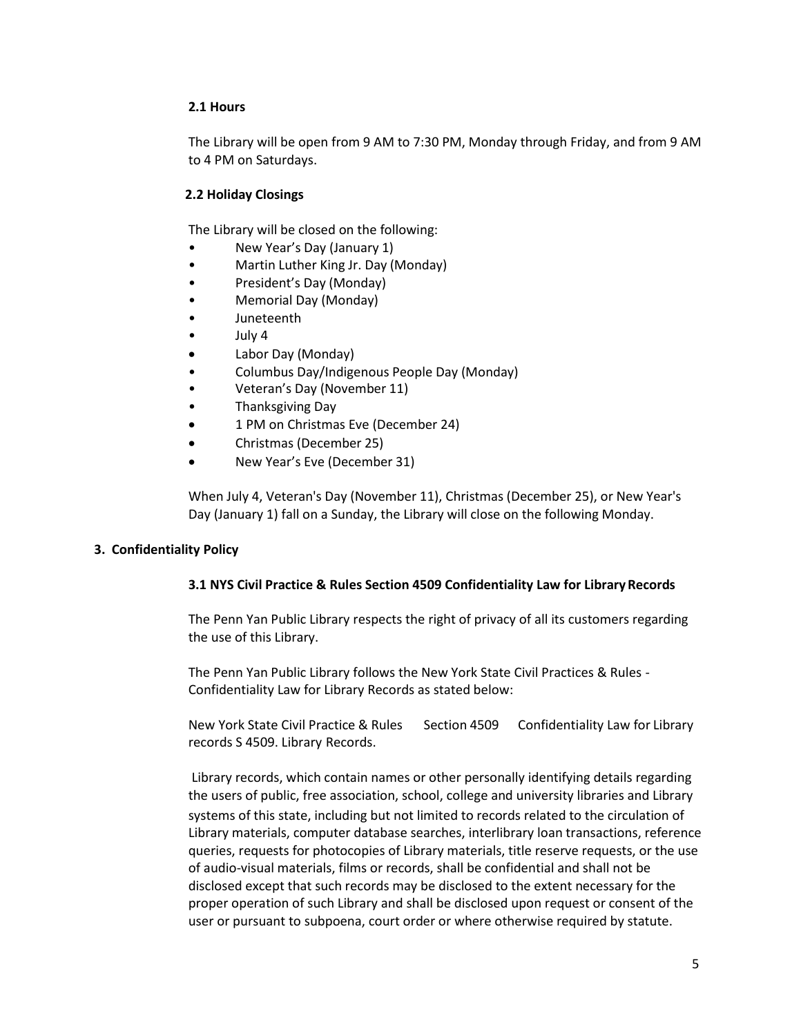### 2.1 Hours

The Library will be open from 9 AM to 7:30 PM, Monday through Friday, and from 9 AM to 4 PM on Saturdays.

### 2.2 Holiday Closings

The Library will be closed on the following:

- New Year's Day (January 1)
- Martin Luther King Jr. Day (Monday)
- President's Day (Monday)
- Memorial Day (Monday)
- Juneteenth
- July 4
- Labor Day (Monday)
- Columbus Day/Indigenous People Day (Monday)
- Veteran's Day (November 11)
- Thanksgiving Day
- 1 PM on Christmas Eve (December 24)
- Christmas (December 25)
- New Year's Eve (December 31)

When July 4, Veteran's Day (November 11), Christmas (December 25), or New Year's Day (January 1) fall on a Sunday, the Library will close on the following Monday.

## 3. Confidentiality Policy

### 3.1 NYS Civil Practice & Rules Section 4509 Confidentiality Law for Library Records

The Penn Yan Public Library respects the right of privacy of all its customers regarding the use of this Library.

The Penn Yan Public Library follows the New York State Civil Practices & Rules - Confidentiality Law for Library Records as stated below:

New York State Civil Practice & Rules Section 4509 Confidentiality Law for Library records S 4509. Library Records.

Library records, which contain names or other personally identifying details regarding the users of public, free association, school, college and university libraries and Library systems of this state, including but not limited to records related to the circulation of Library materials, computer database searches, interlibrary loan transactions, reference queries, requests for photocopies of Library materials, title reserve requests, or the use of audio-visual materials, films or records, shall be confidential and shall not be disclosed except that such records may be disclosed to the extent necessary for the proper operation of such Library and shall be disclosed upon request or consent of the user or pursuant to subpoena, court order or where otherwise required by statute.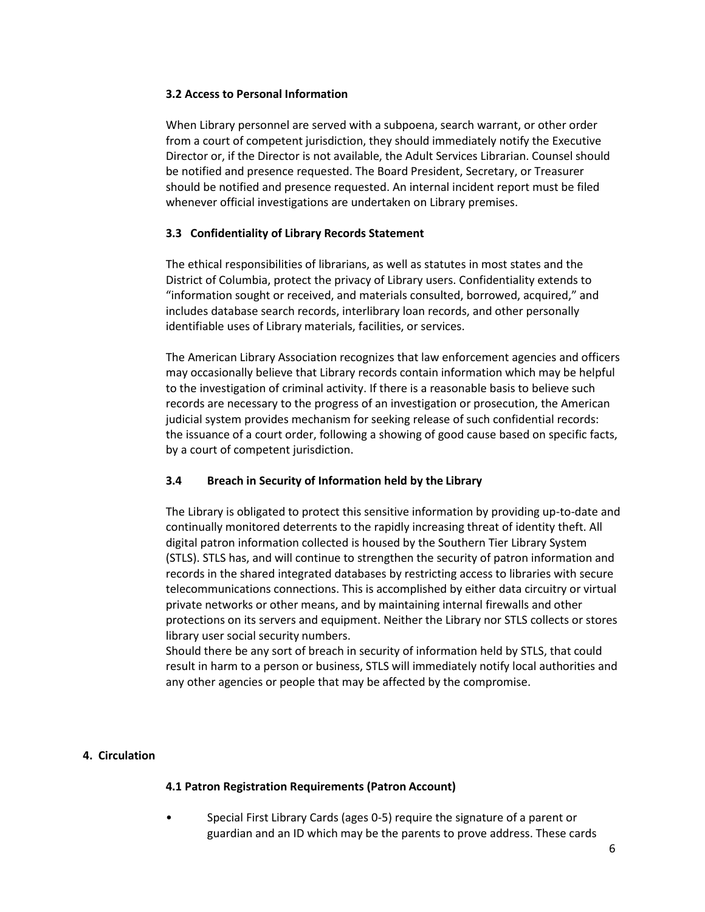### 3.2 Access to Personal Information

When Library personnel are served with a subpoena, search warrant, or other order from a court of competent jurisdiction, they should immediately notify the Executive Director or, if the Director is not available, the Adult Services Librarian. Counsel should be notified and presence requested. The Board President, Secretary, or Treasurer should be notified and presence requested. An internal incident report must be filed whenever official investigations are undertaken on Library premises.

### 3.3 Confidentiality of Library Records Statement

The ethical responsibilities of librarians, as well as statutes in most states and the District of Columbia, protect the privacy of Library users. Confidentiality extends to "information sought or received, and materials consulted, borrowed, acquired," and includes database search records, interlibrary loan records, and other personally identifiable uses of Library materials, facilities, or services.

The American Library Association recognizes that law enforcement agencies and officers may occasionally believe that Library records contain information which may be helpful to the investigation of criminal activity. If there is a reasonable basis to believe such records are necessary to the progress of an investigation or prosecution, the American judicial system provides mechanism for seeking release of such confidential records: the issuance of a court order, following a showing of good cause based on specific facts, by a court of competent jurisdiction.

### 3.4 Breach in Security of Information held by the Library

The Library is obligated to protect this sensitive information by providing up-to-date and continually monitored deterrents to the rapidly increasing threat of identity theft. All digital patron information collected is housed by the Southern Tier Library System (STLS). STLS has, and will continue to strengthen the security of patron information and records in the shared integrated databases by restricting access to libraries with secure telecommunications connections. This is accomplished by either data circuitry or virtual private networks or other means, and by maintaining internal firewalls and other protections on its servers and equipment. Neither the Library nor STLS collects or stores library user social security numbers.

Should there be any sort of breach in security of information held by STLS, that could result in harm to a person or business, STLS will immediately notify local authorities and any other agencies or people that may be affected by the compromise.

## 4. Circulation

### 4.1 Patron Registration Requirements (Patron Account)

- Special First Library Cards (ages 0-5) require the signature of a parent or guardian and an ID which may be the parents to prove address. These cards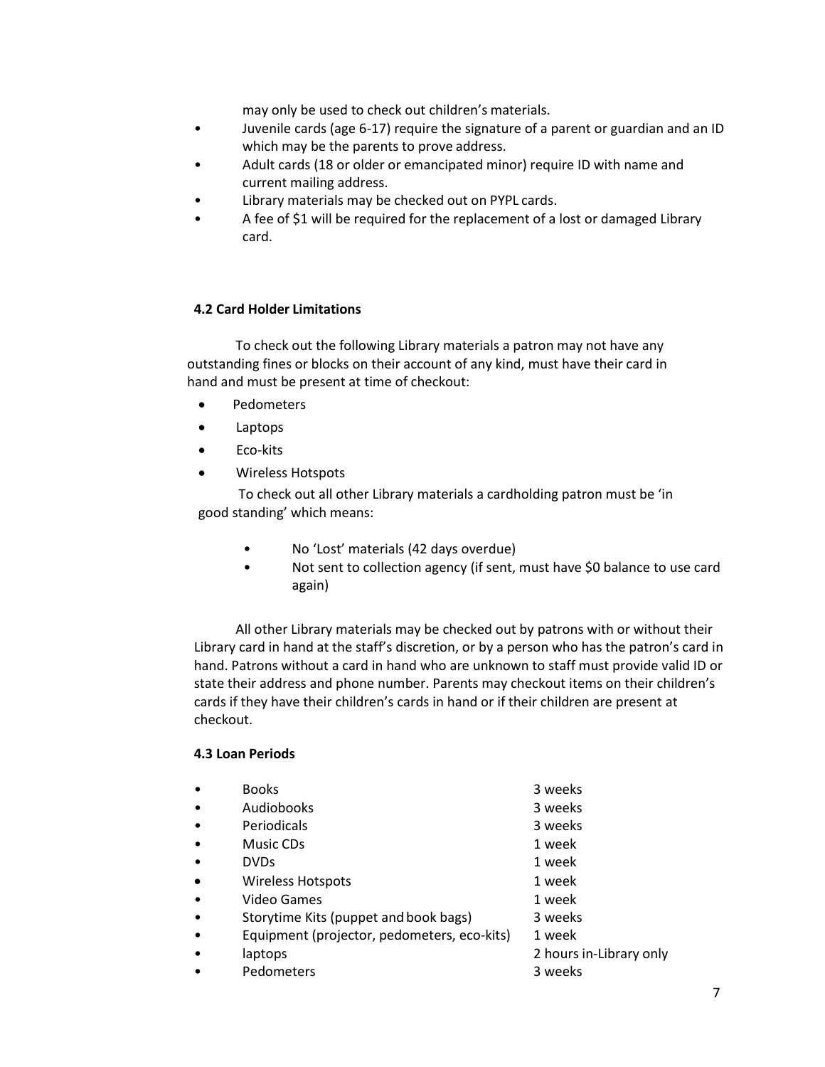may only be used to check out children's materials.

- Juvenile cards (age 6-17) require the signature of a parent or guardian and an ID which may be the parents to prove address.
- Adult cards (18 or older or emancipated minor) require ID with name and current mailing address.
- Library materials may be checked out on PYPL cards.
- A fee of $1 will be required for the replacement of a lost or damaged Library card.

### 4.2 Card Holder Limitations

To check out the following Library materials a patron may not have any outstanding fines or blocks on their account of any kind, must have their card in hand and must be present at time of checkout:

- Pedometers
- Laptops
- Eco-kits
- Wireless Hotspots

To check out all other Library materials a cardholding patron must be 'in good standing' which means:

- No 'Lost' materials (42 days overdue)
- Not sent to collection agency (if sent, must have $0 balance to use card again)

All other Library materials may be checked out by patrons with or without their Library card in hand at the staff's discretion, or by a person who has the patron's card in hand. Patrons without a card in hand who are unknown to staff must provide valid ID or state their address and phone number. Parents may checkout items on their children's cards if they have their children's cards in hand or if their children are present at checkout.

### 4.3 Loan Periods

| Item | Loan Period |
|---|---|
| Books | 3 weeks |
| Audiobooks | 3 weeks |
| Periodicals | 3 weeks |
| Music CDs | 1 week |
| DVDs | 1 week |
| Wireless Hotspots | 1 week |
| Video Games | 1 week |
| Storytime Kits (puppet and book bags) | 3 weeks |
| Equipment (projector, pedometers, eco-kits) | 1 week |
| laptops | 2 hours in-Library only |
| Pedometers | 3 weeks |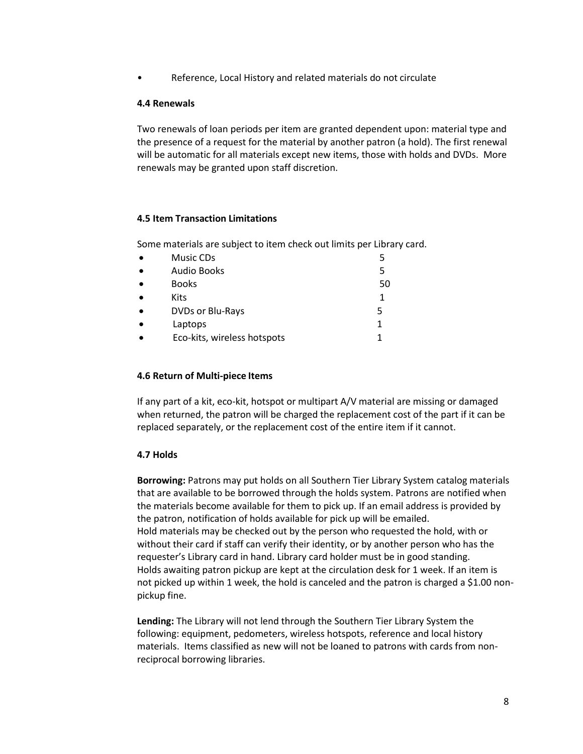- Reference, Local History and related materials do not circulate

### 4.4 Renewals

Two renewals of loan periods per item are granted dependent upon: material type and the presence of a request for the material by another patron (a hold). The first renewal will be automatic for all materials except new items, those with holds and DVDs. More renewals may be granted upon staff discretion.

### 4.5 Item Transaction Limitations

Some materials are subject to item check out limits per Library card.

- Music CDs 5
- Audio Books 5
- Books 50
- Kits 1
- DVDs or Blu-Rays 5
- Laptops 1
- Eco-kits, wireless hotspots 1

### 4.6 Return of Multi-piece Items

If any part of a kit, eco-kit, hotspot or multipart A/V material are missing or damaged when returned, the patron will be charged the replacement cost of the part if it can be replaced separately, or the replacement cost of the entire item if it cannot.

### 4.7 Holds

**Borrowing:** Patrons may put holds on all Southern Tier Library System catalog materials that are available to be borrowed through the holds system. Patrons are notified when the materials become available for them to pick up. If an email address is provided by the patron, notification of holds available for pick up will be emailed.
Hold materials may be checked out by the person who requested the hold, with or without their card if staff can verify their identity, or by another person who has the requester's Library card in hand. Library card holder must be in good standing.
Holds awaiting patron pickup are kept at the circulation desk for 1 week. If an item is not picked up within 1 week, the hold is canceled and the patron is charged a $1.00 non-pickup fine.

**Lending:** The Library will not lend through the Southern Tier Library System the following: equipment, pedometers, wireless hotspots, reference and local history materials. Items classified as new will not be loaned to patrons with cards from non-reciprocal borrowing libraries.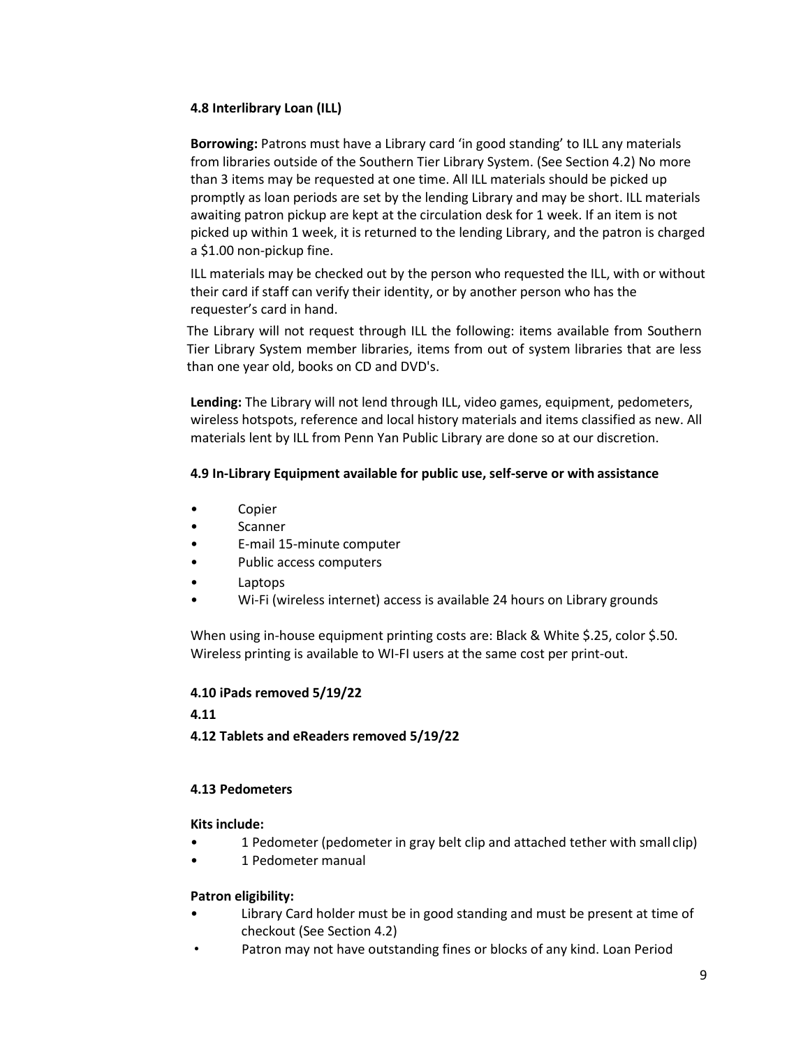### 4.8 Interlibrary Loan (ILL)

**Borrowing:** Patrons must have a Library card 'in good standing' to ILL any materials from libraries outside of the Southern Tier Library System. (See Section 4.2) No more than 3 items may be requested at one time. All ILL materials should be picked up promptly as loan periods are set by the lending Library and may be short. ILL materials awaiting patron pickup are kept at the circulation desk for 1 week. If an item is not picked up within 1 week, it is returned to the lending Library, and the patron is charged a $1.00 non-pickup fine.

ILL materials may be checked out by the person who requested the ILL, with or without their card if staff can verify their identity, or by another person who has the requester's card in hand.

The Library will not request through ILL the following: items available from Southern Tier Library System member libraries, items from out of system libraries that are less than one year old, books on CD and DVD's.

**Lending:** The Library will not lend through ILL, video games, equipment, pedometers, wireless hotspots, reference and local history materials and items classified as new. All materials lent by ILL from Penn Yan Public Library are done so at our discretion.

### 4.9 In-Library Equipment available for public use, self-serve or with assistance

- Copier
- Scanner
- E-mail 15-minute computer
- Public access computers
- Laptops
- Wi-Fi (wireless internet) access is available 24 hours on Library grounds

When using in-house equipment printing costs are: Black & White $.25, color $.50. Wireless printing is available to WI-FI users at the same cost per print-out.

### 4.10 iPads removed 5/19/22

### 4.11

### 4.12 Tablets and eReaders removed 5/19/22

### 4.13 Pedometers

**Kits include:**

- 1 Pedometer (pedometer in gray belt clip and attached tether with small clip)
- 1 Pedometer manual

**Patron eligibility:**

- Library Card holder must be in good standing and must be present at time of checkout (See Section 4.2)
- Patron may not have outstanding fines or blocks of any kind. Loan Period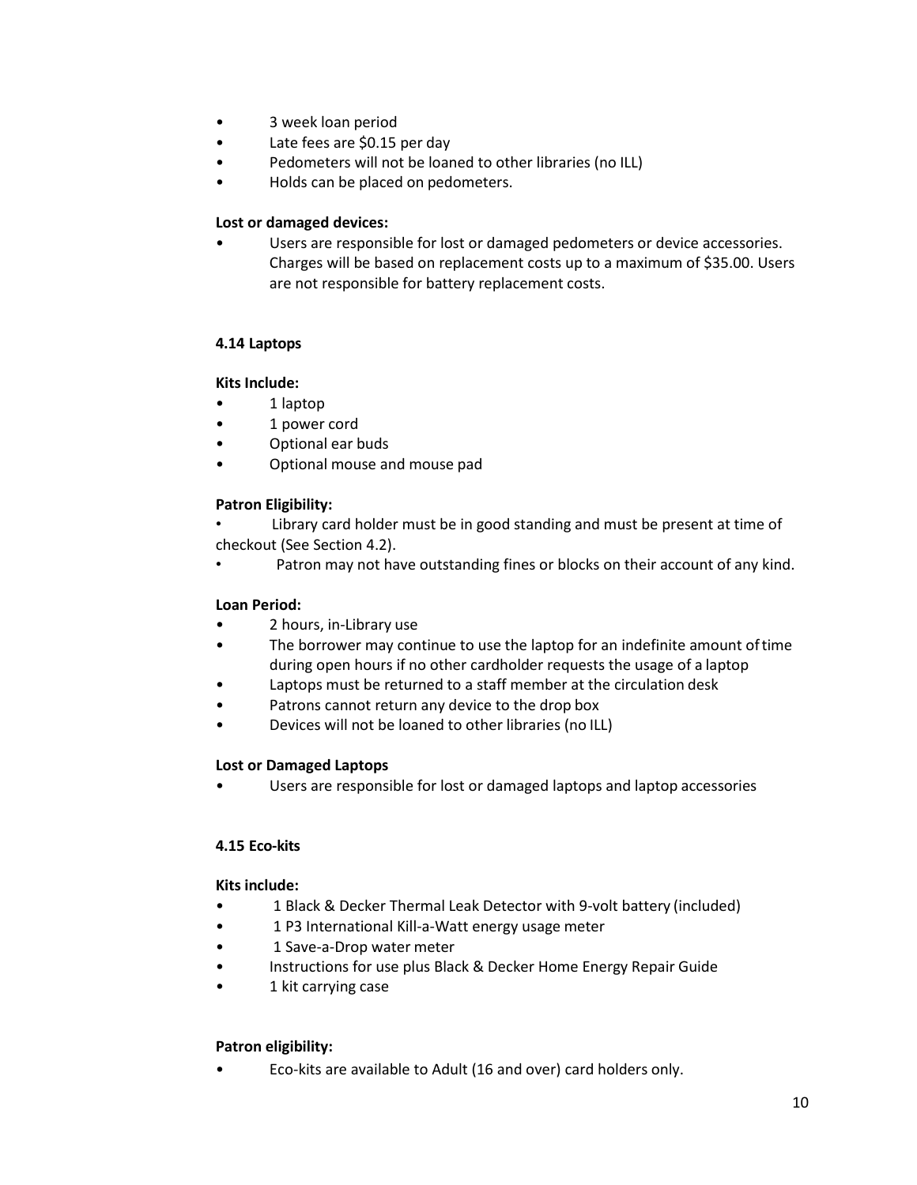- 3 week loan period
- Late fees are $0.15 per day
- Pedometers will not be loaned to other libraries (no ILL)
- Holds can be placed on pedometers.

**Lost or damaged devices:**

- Users are responsible for lost or damaged pedometers or device accessories. Charges will be based on replacement costs up to a maximum of $35.00. Users are not responsible for battery replacement costs.

**4.14 Laptops**

**Kits Include:**

- 1 laptop
- 1 power cord
- Optional ear buds
- Optional mouse and mouse pad

**Patron Eligibility:**

- Library card holder must be in good standing and must be present at time of checkout (See Section 4.2).
- Patron may not have outstanding fines or blocks on their account of any kind.

**Loan Period:**

- 2 hours, in-Library use
- The borrower may continue to use the laptop for an indefinite amount of time during open hours if no other cardholder requests the usage of a laptop
- Laptops must be returned to a staff member at the circulation desk
- Patrons cannot return any device to the drop box
- Devices will not be loaned to other libraries (no ILL)

**Lost or Damaged Laptops**

- Users are responsible for lost or damaged laptops and laptop accessories

**4.15 Eco-kits**

**Kits include:**

- 1 Black & Decker Thermal Leak Detector with 9-volt battery (included)
- 1 P3 International Kill-a-Watt energy usage meter
- 1 Save-a-Drop water meter
- Instructions for use plus Black & Decker Home Energy Repair Guide
- 1 kit carrying case

**Patron eligibility:**

- Eco-kits are available to Adult (16 and over) card holders only.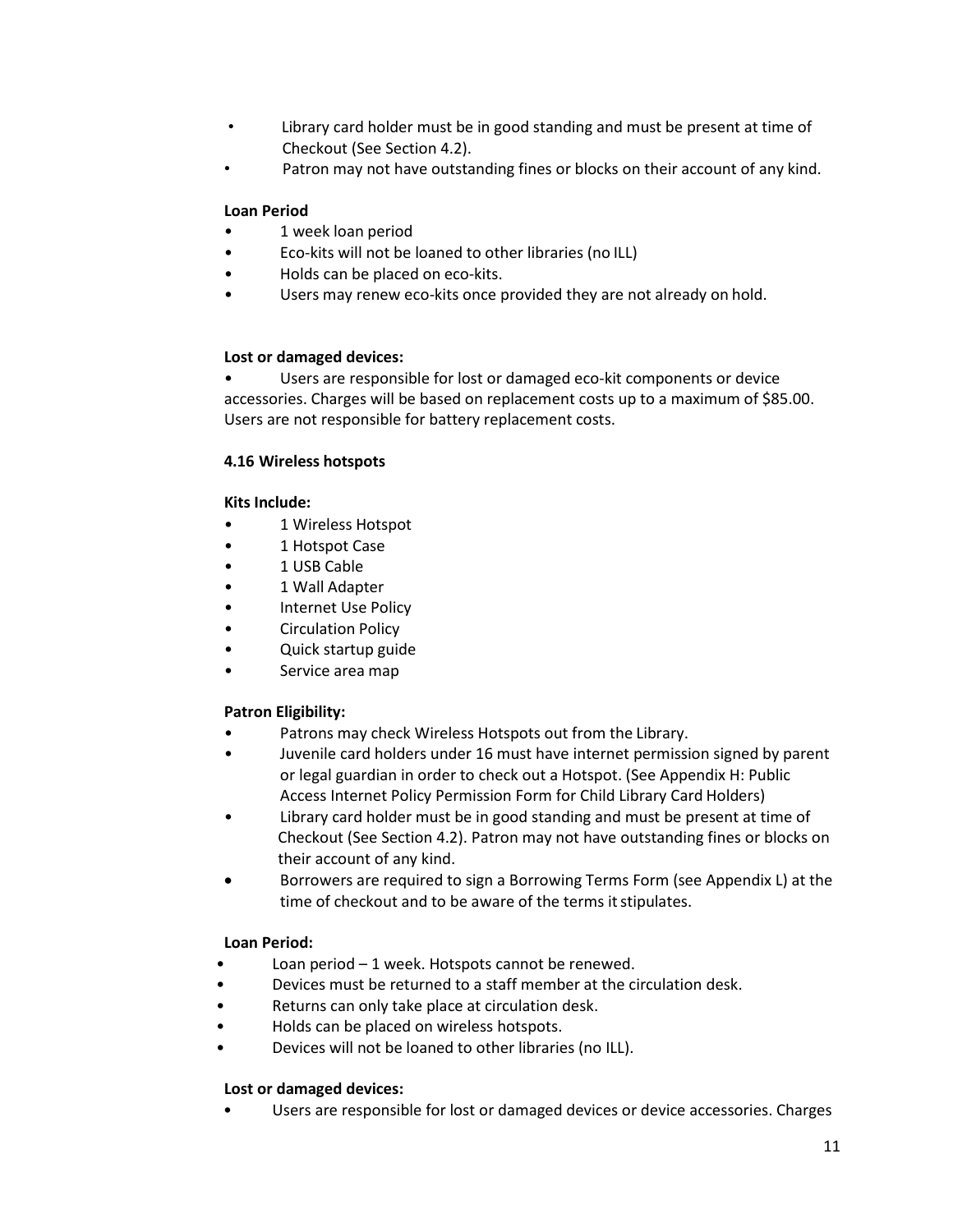- Library card holder must be in good standing and must be present at time of Checkout (See Section 4.2).
- Patron may not have outstanding fines or blocks on their account of any kind.

**Loan Period**

- 1 week loan period
- Eco-kits will not be loaned to other libraries (no ILL)
- Holds can be placed on eco-kits.
- Users may renew eco-kits once provided they are not already on hold.

**Lost or damaged devices:**

- Users are responsible for lost or damaged eco-kit components or device accessories. Charges will be based on replacement costs up to a maximum of $85.00. Users are not responsible for battery replacement costs.

### 4.16 Wireless hotspots

**Kits Include:**

- 1 Wireless Hotspot
- 1 Hotspot Case
- 1 USB Cable
- 1 Wall Adapter
- Internet Use Policy
- Circulation Policy
- Quick startup guide
- Service area map

**Patron Eligibility:**

- Patrons may check Wireless Hotspots out from the Library.
- Juvenile card holders under 16 must have internet permission signed by parent or legal guardian in order to check out a Hotspot. (See Appendix H: Public Access Internet Policy Permission Form for Child Library Card Holders)
- Library card holder must be in good standing and must be present at time of Checkout (See Section 4.2). Patron may not have outstanding fines or blocks on their account of any kind.
- Borrowers are required to sign a Borrowing Terms Form (see Appendix L) at the time of checkout and to be aware of the terms it stipulates.

**Loan Period:**

- Loan period – 1 week. Hotspots cannot be renewed.
- Devices must be returned to a staff member at the circulation desk.
- Returns can only take place at circulation desk.
- Holds can be placed on wireless hotspots.
- Devices will not be loaned to other libraries (no ILL).

**Lost or damaged devices:**

- Users are responsible for lost or damaged devices or device accessories. Charges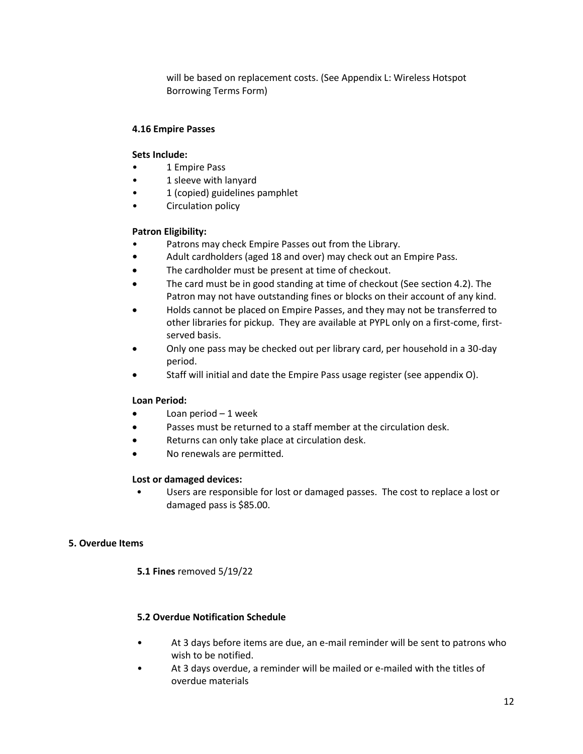will be based on replacement costs. (See Appendix L: Wireless Hotspot Borrowing Terms Form)

### 4.16 Empire Passes

**Sets Include:**

- 1 Empire Pass
- 1 sleeve with lanyard
- 1 (copied) guidelines pamphlet
- Circulation policy

**Patron Eligibility:**

- Patrons may check Empire Passes out from the Library.
- Adult cardholders (aged 18 and over) may check out an Empire Pass.
- The cardholder must be present at time of checkout.
- The card must be in good standing at time of checkout (See section 4.2). The Patron may not have outstanding fines or blocks on their account of any kind.
- Holds cannot be placed on Empire Passes, and they may not be transferred to other libraries for pickup. They are available at PYPL only on a first-come, first-served basis.
- Only one pass may be checked out per library card, per household in a 30-day period.
- Staff will initial and date the Empire Pass usage register (see appendix O).

**Loan Period:**

- Loan period – 1 week
- Passes must be returned to a staff member at the circulation desk.
- Returns can only take place at circulation desk.
- No renewals are permitted.

**Lost or damaged devices:**

- Users are responsible for lost or damaged passes. The cost to replace a lost or damaged pass is $85.00.

## 5. Overdue Items

**5.1 Fines** removed 5/19/22

### 5.2 Overdue Notification Schedule

- At 3 days before items are due, an e-mail reminder will be sent to patrons who wish to be notified.
- At 3 days overdue, a reminder will be mailed or e-mailed with the titles of overdue materials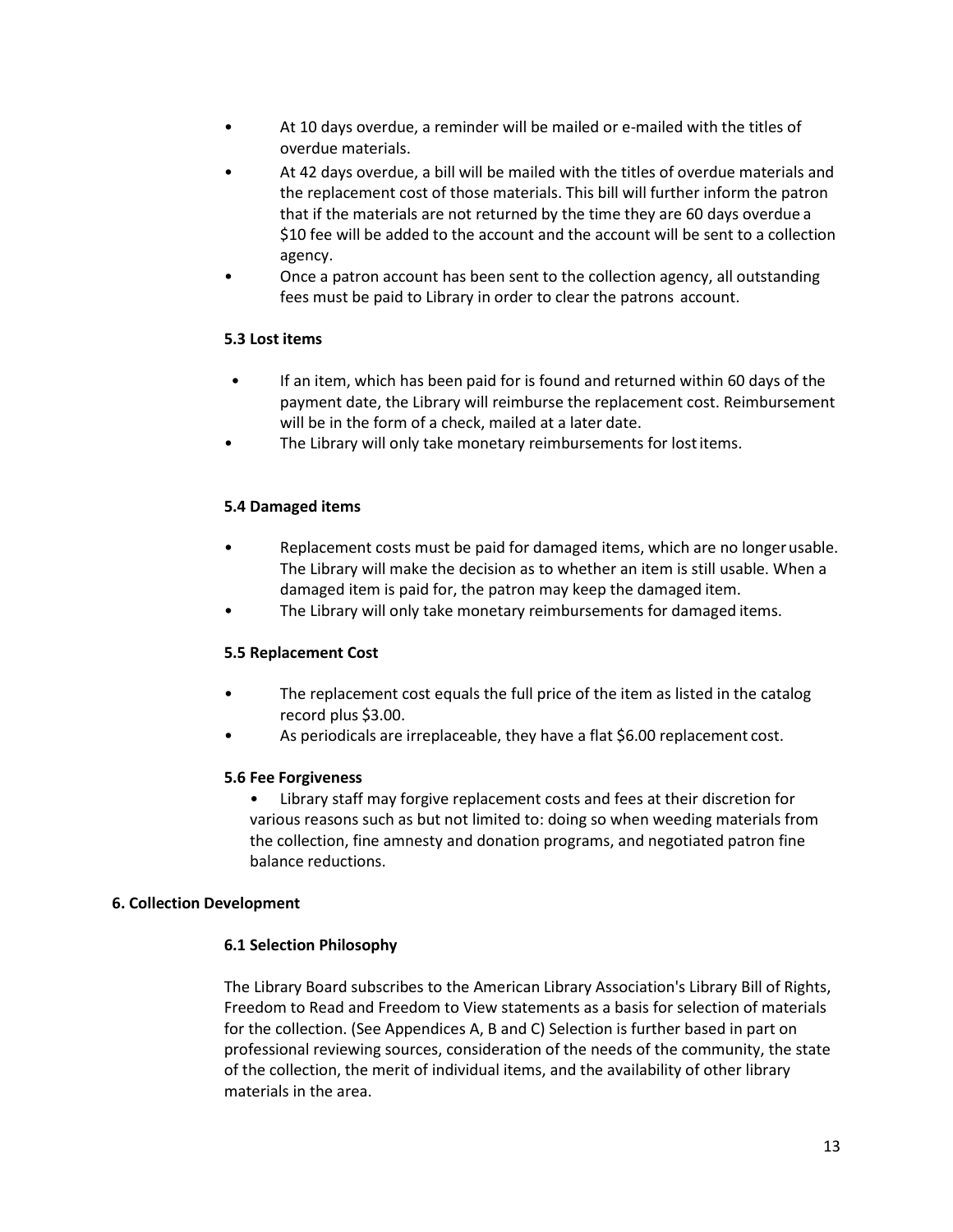- At 10 days overdue, a reminder will be mailed or e-mailed with the titles of overdue materials.
- At 42 days overdue, a bill will be mailed with the titles of overdue materials and the replacement cost of those materials. This bill will further inform the patron that if the materials are not returned by the time they are 60 days overdue a $10 fee will be added to the account and the account will be sent to a collection agency.
- Once a patron account has been sent to the collection agency, all outstanding fees must be paid to Library in order to clear the patrons account.

### 5.3 Lost items

- If an item, which has been paid for is found and returned within 60 days of the payment date, the Library will reimburse the replacement cost. Reimbursement will be in the form of a check, mailed at a later date.
- The Library will only take monetary reimbursements for lost items.

### 5.4 Damaged items

- Replacement costs must be paid for damaged items, which are no longer usable. The Library will make the decision as to whether an item is still usable. When a damaged item is paid for, the patron may keep the damaged item.
- The Library will only take monetary reimbursements for damaged items.

### 5.5 Replacement Cost

- The replacement cost equals the full price of the item as listed in the catalog record plus $3.00.
- As periodicals are irreplaceable, they have a flat $6.00 replacement cost.

### 5.6 Fee Forgiveness

- Library staff may forgive replacement costs and fees at their discretion for various reasons such as but not limited to: doing so when weeding materials from the collection, fine amnesty and donation programs, and negotiated patron fine balance reductions.

## 6. Collection Development

### 6.1 Selection Philosophy

The Library Board subscribes to the American Library Association's Library Bill of Rights, Freedom to Read and Freedom to View statements as a basis for selection of materials for the collection. (See Appendices A, B and C) Selection is further based in part on professional reviewing sources, consideration of the needs of the community, the state of the collection, the merit of individual items, and the availability of other library materials in the area.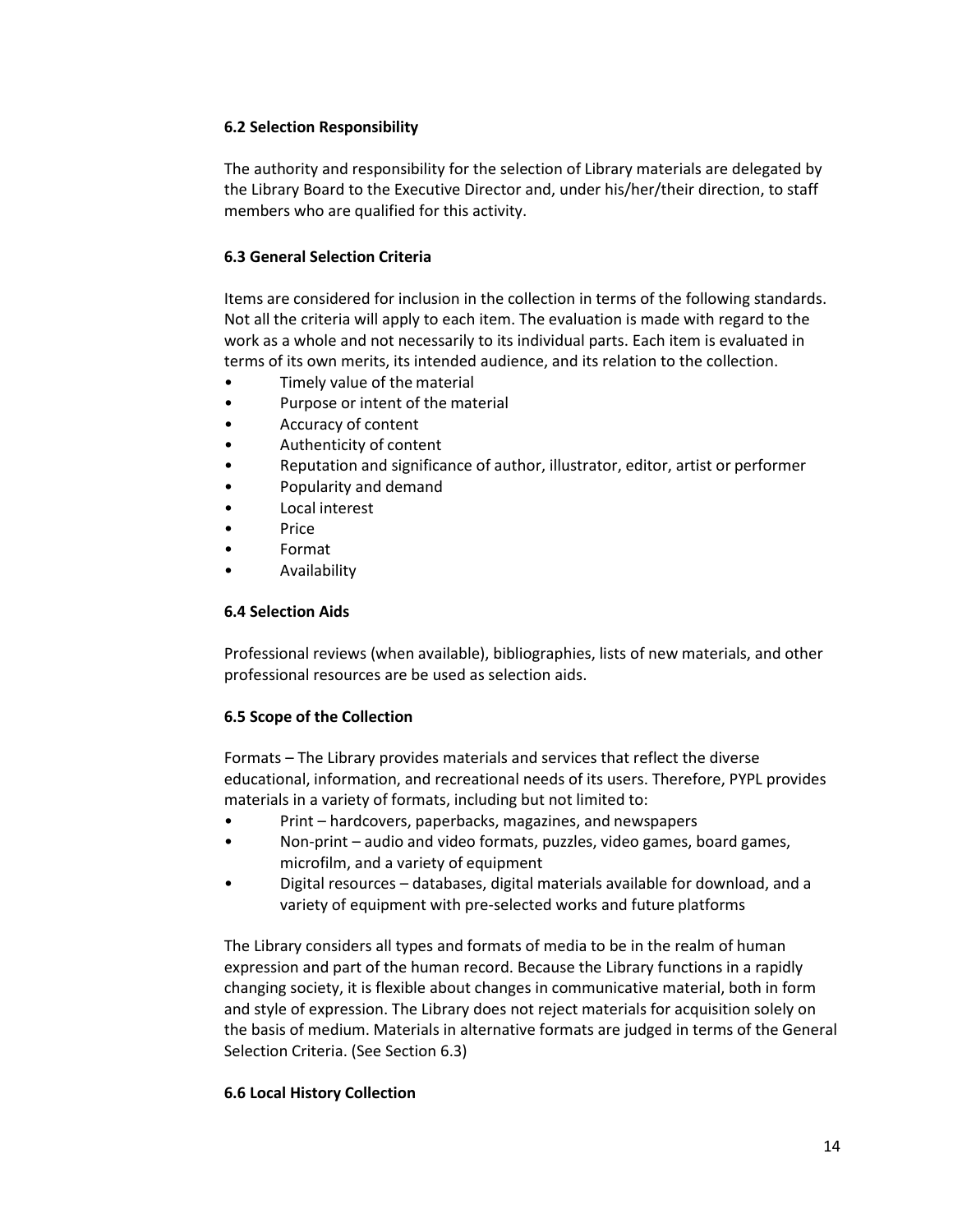### 6.2 Selection Responsibility

The authority and responsibility for the selection of Library materials are delegated by the Library Board to the Executive Director and, under his/her/their direction, to staff members who are qualified for this activity.

### 6.3 General Selection Criteria

Items are considered for inclusion in the collection in terms of the following standards. Not all the criteria will apply to each item. The evaluation is made with regard to the work as a whole and not necessarily to its individual parts. Each item is evaluated in terms of its own merits, its intended audience, and its relation to the collection.

- Timely value of the material
- Purpose or intent of the material
- Accuracy of content
- Authenticity of content
- Reputation and significance of author, illustrator, editor, artist or performer
- Popularity and demand
- Local interest
- Price
- Format
- Availability

### 6.4 Selection Aids

Professional reviews (when available), bibliographies, lists of new materials, and other professional resources are be used as selection aids.

### 6.5 Scope of the Collection

Formats – The Library provides materials and services that reflect the diverse educational, information, and recreational needs of its users. Therefore, PYPL provides materials in a variety of formats, including but not limited to:

- Print – hardcovers, paperbacks, magazines, and newspapers
- Non-print – audio and video formats, puzzles, video games, board games, microfilm, and a variety of equipment
- Digital resources – databases, digital materials available for download, and a variety of equipment with pre-selected works and future platforms

The Library considers all types and formats of media to be in the realm of human expression and part of the human record. Because the Library functions in a rapidly changing society, it is flexible about changes in communicative material, both in form and style of expression. The Library does not reject materials for acquisition solely on the basis of medium. Materials in alternative formats are judged in terms of the General Selection Criteria. (See Section 6.3)

### 6.6 Local History Collection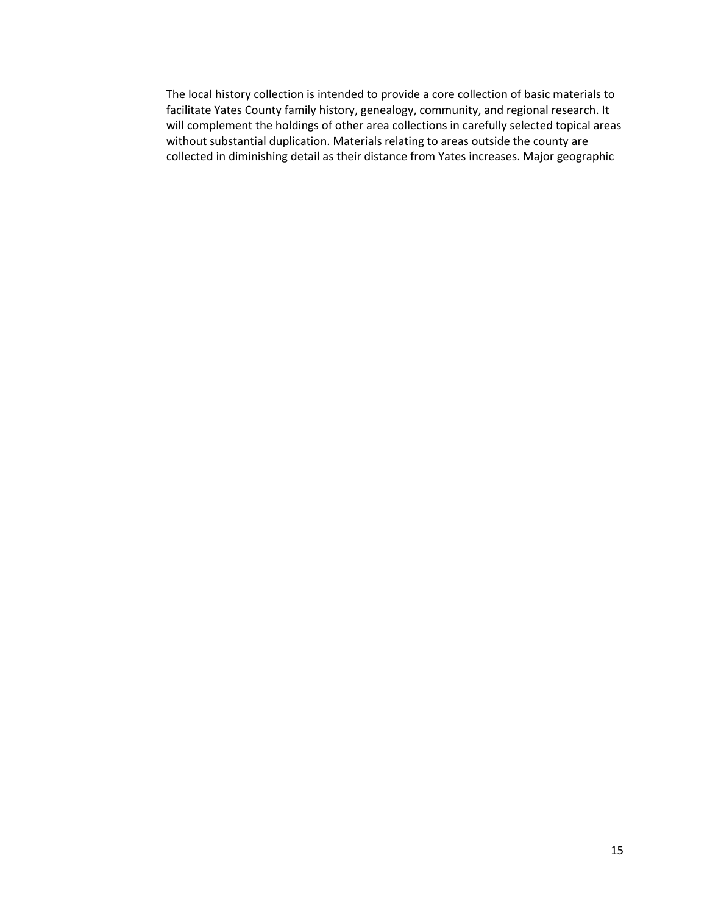The local history collection is intended to provide a core collection of basic materials to facilitate Yates County family history, genealogy, community, and regional research. It will complement the holdings of other area collections in carefully selected topical areas without substantial duplication. Materials relating to areas outside the county are collected in diminishing detail as their distance from Yates increases. Major geographic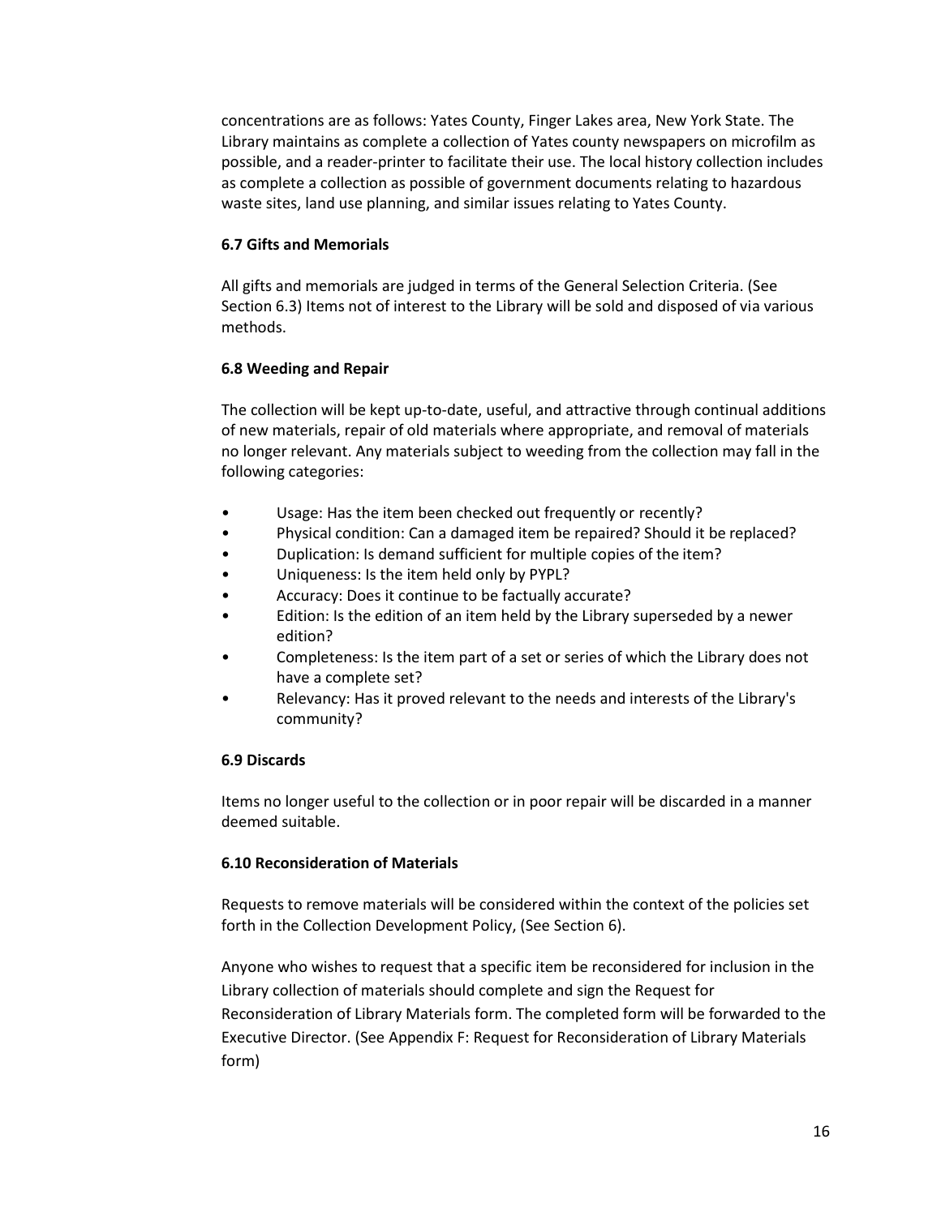concentrations are as follows: Yates County, Finger Lakes area, New York State. The Library maintains as complete a collection of Yates county newspapers on microfilm as possible, and a reader-printer to facilitate their use. The local history collection includes as complete a collection as possible of government documents relating to hazardous waste sites, land use planning, and similar issues relating to Yates County.

### 6.7 Gifts and Memorials

All gifts and memorials are judged in terms of the General Selection Criteria. (See Section 6.3) Items not of interest to the Library will be sold and disposed of via various methods.

### 6.8 Weeding and Repair

The collection will be kept up-to-date, useful, and attractive through continual additions of new materials, repair of old materials where appropriate, and removal of materials no longer relevant. Any materials subject to weeding from the collection may fall in the following categories:

- Usage: Has the item been checked out frequently or recently?
- Physical condition: Can a damaged item be repaired? Should it be replaced?
- Duplication: Is demand sufficient for multiple copies of the item?
- Uniqueness: Is the item held only by PYPL?
- Accuracy: Does it continue to be factually accurate?
- Edition: Is the edition of an item held by the Library superseded by a newer edition?
- Completeness: Is the item part of a set or series of which the Library does not have a complete set?
- Relevancy: Has it proved relevant to the needs and interests of the Library's community?

### 6.9 Discards

Items no longer useful to the collection or in poor repair will be discarded in a manner deemed suitable.

### 6.10 Reconsideration of Materials

Requests to remove materials will be considered within the context of the policies set forth in the Collection Development Policy, (See Section 6).

Anyone who wishes to request that a specific item be reconsidered for inclusion in the Library collection of materials should complete and sign the Request for Reconsideration of Library Materials form. The completed form will be forwarded to the Executive Director. (See Appendix F: Request for Reconsideration of Library Materials form)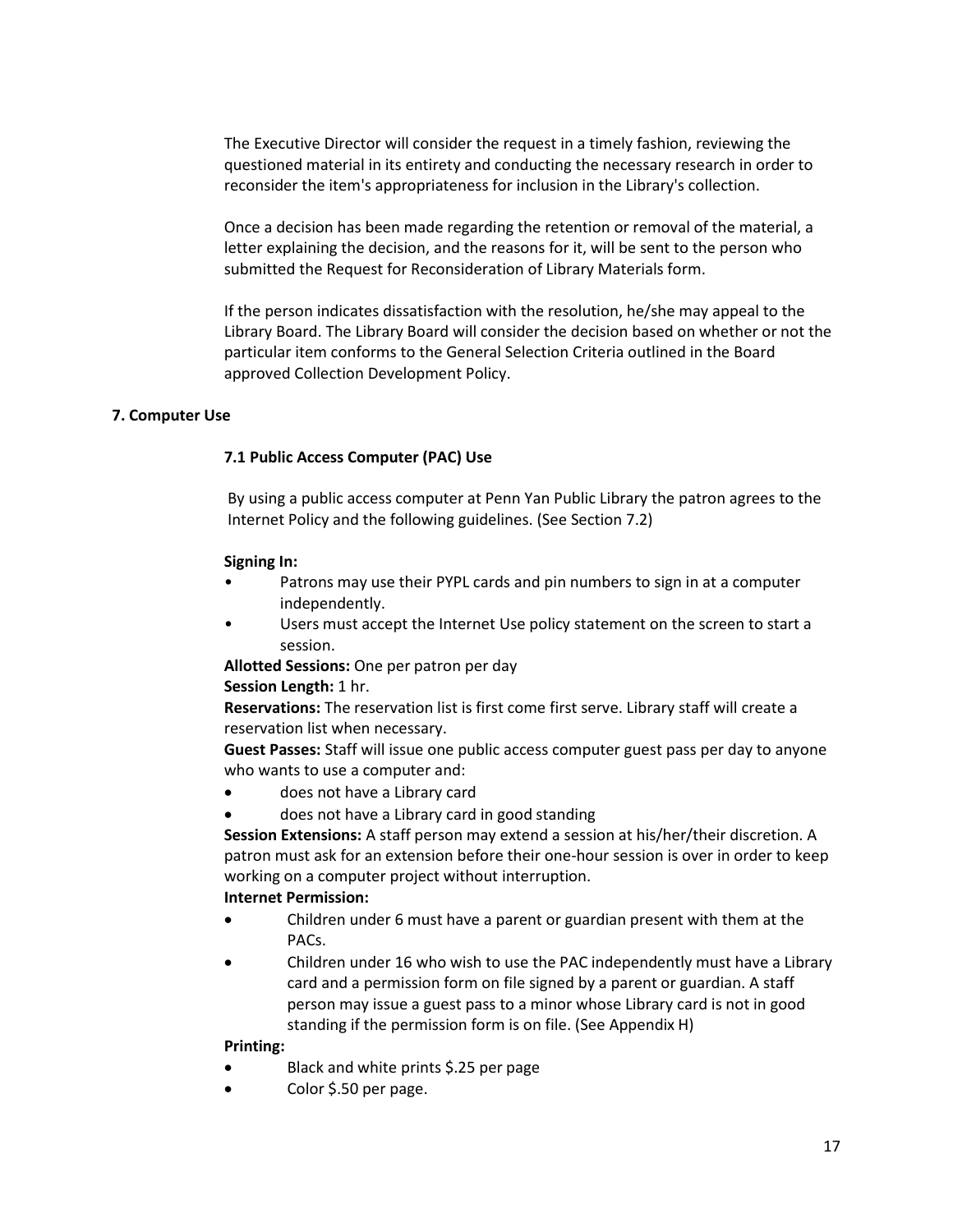The Executive Director will consider the request in a timely fashion, reviewing the questioned material in its entirety and conducting the necessary research in order to reconsider the item's appropriateness for inclusion in the Library's collection.

Once a decision has been made regarding the retention or removal of the material, a letter explaining the decision, and the reasons for it, will be sent to the person who submitted the Request for Reconsideration of Library Materials form.

If the person indicates dissatisfaction with the resolution, he/she may appeal to the Library Board. The Library Board will consider the decision based on whether or not the particular item conforms to the General Selection Criteria outlined in the Board approved Collection Development Policy.

## 7. Computer Use

### 7.1 Public Access Computer (PAC) Use

By using a public access computer at Penn Yan Public Library the patron agrees to the Internet Policy and the following guidelines. (See Section 7.2)

**Signing In:**

- Patrons may use their PYPL cards and pin numbers to sign in at a computer independently.
- Users must accept the Internet Use policy statement on the screen to start a session.

**Allotted Sessions:** One per patron per day

**Session Length:** 1 hr.

**Reservations:** The reservation list is first come first serve. Library staff will create a reservation list when necessary.

**Guest Passes:** Staff will issue one public access computer guest pass per day to anyone who wants to use a computer and:

- does not have a Library card
- does not have a Library card in good standing

**Session Extensions:** A staff person may extend a session at his/her/their discretion. A patron must ask for an extension before their one-hour session is over in order to keep working on a computer project without interruption.

**Internet Permission:**

- Children under 6 must have a parent or guardian present with them at the PACs.
- Children under 16 who wish to use the PAC independently must have a Library card and a permission form on file signed by a parent or guardian. A staff person may issue a guest pass to a minor whose Library card is not in good standing if the permission form is on file. (See Appendix H)

**Printing:**

- Black and white prints $.25 per page
- Color $.50 per page.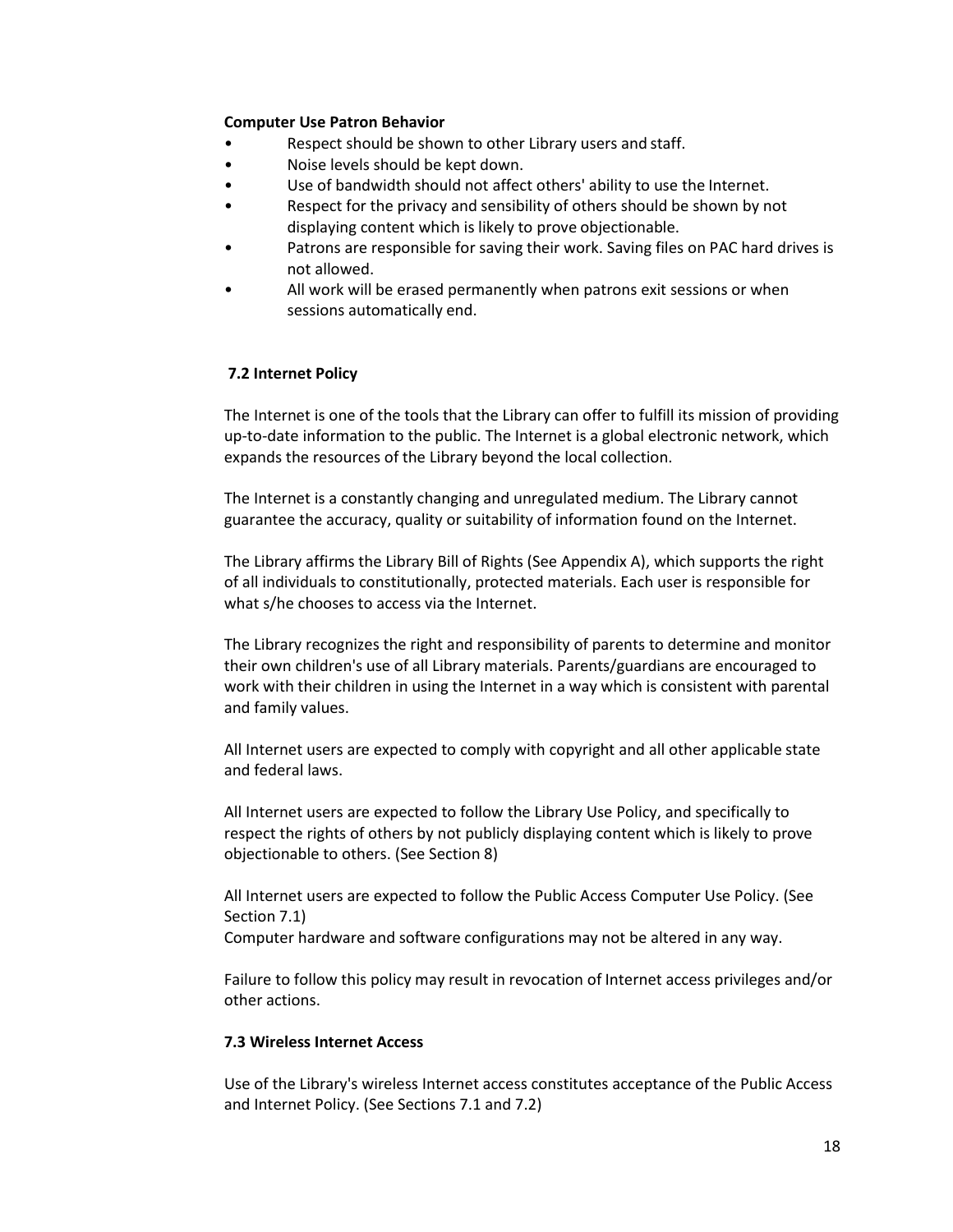**Computer Use Patron Behavior**

- Respect should be shown to other Library users and staff.
- Noise levels should be kept down.
- Use of bandwidth should not affect others' ability to use the Internet.
- Respect for the privacy and sensibility of others should be shown by not displaying content which is likely to prove objectionable.
- Patrons are responsible for saving their work. Saving files on PAC hard drives is not allowed.
- All work will be erased permanently when patrons exit sessions or when sessions automatically end.

### 7.2 Internet Policy

The Internet is one of the tools that the Library can offer to fulfill its mission of providing up-to-date information to the public. The Internet is a global electronic network, which expands the resources of the Library beyond the local collection.

The Internet is a constantly changing and unregulated medium. The Library cannot guarantee the accuracy, quality or suitability of information found on the Internet.

The Library affirms the Library Bill of Rights (See Appendix A), which supports the right of all individuals to constitutionally, protected materials. Each user is responsible for what s/he chooses to access via the Internet.

The Library recognizes the right and responsibility of parents to determine and monitor their own children's use of all Library materials. Parents/guardians are encouraged to work with their children in using the Internet in a way which is consistent with parental and family values.

All Internet users are expected to comply with copyright and all other applicable state and federal laws.

All Internet users are expected to follow the Library Use Policy, and specifically to respect the rights of others by not publicly displaying content which is likely to prove objectionable to others. (See Section 8)

All Internet users are expected to follow the Public Access Computer Use Policy. (See Section 7.1)
Computer hardware and software configurations may not be altered in any way.

Failure to follow this policy may result in revocation of Internet access privileges and/or other actions.

### 7.3 Wireless Internet Access

Use of the Library's wireless Internet access constitutes acceptance of the Public Access and Internet Policy. (See Sections 7.1 and 7.2)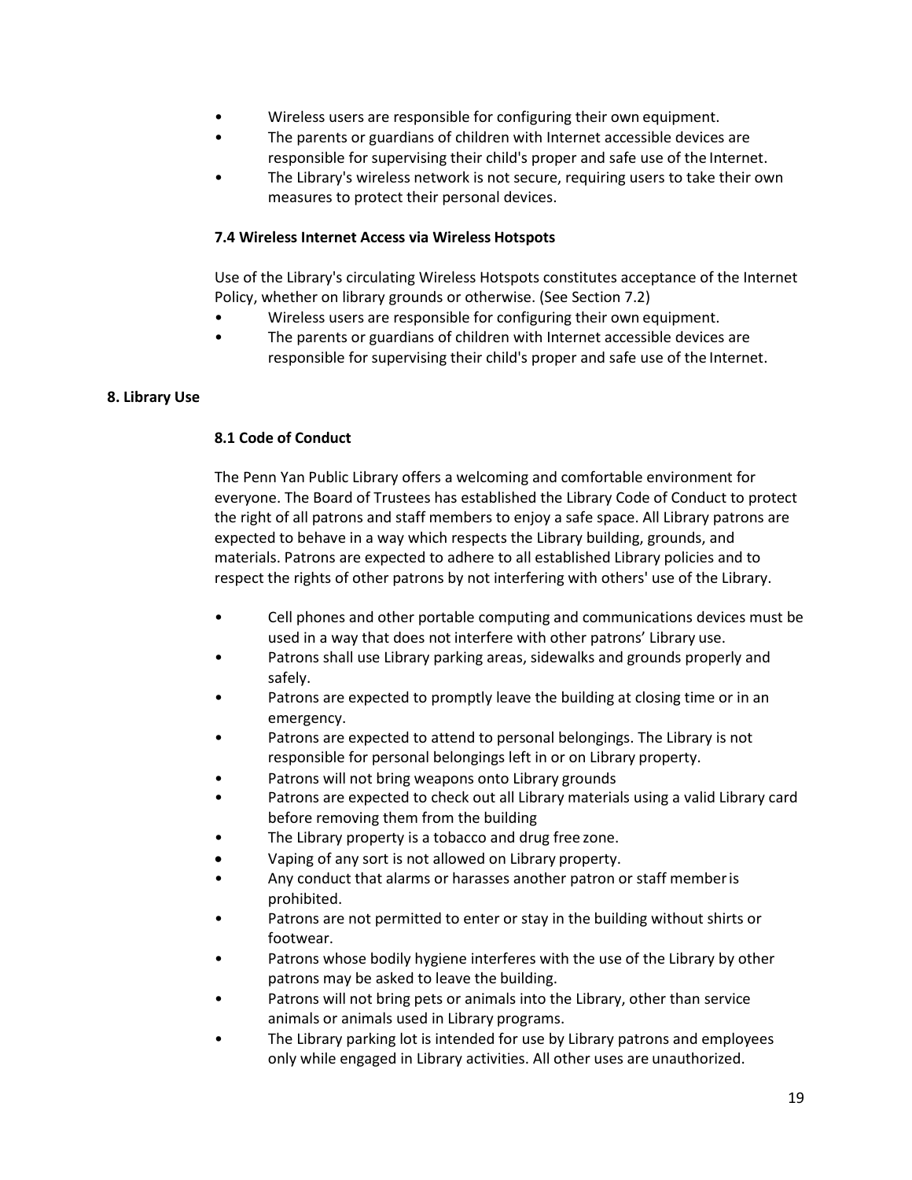- Wireless users are responsible for configuring their own equipment.
- The parents or guardians of children with Internet accessible devices are responsible for supervising their child's proper and safe use of the Internet.
- The Library's wireless network is not secure, requiring users to take their own measures to protect their personal devices.

### 7.4 Wireless Internet Access via Wireless Hotspots

Use of the Library's circulating Wireless Hotspots constitutes acceptance of the Internet Policy, whether on library grounds or otherwise. (See Section 7.2)

- Wireless users are responsible for configuring their own equipment.
- The parents or guardians of children with Internet accessible devices are responsible for supervising their child's proper and safe use of the Internet.

## 8. Library Use

### 8.1 Code of Conduct

The Penn Yan Public Library offers a welcoming and comfortable environment for everyone. The Board of Trustees has established the Library Code of Conduct to protect the right of all patrons and staff members to enjoy a safe space. All Library patrons are expected to behave in a way which respects the Library building, grounds, and materials. Patrons are expected to adhere to all established Library policies and to respect the rights of other patrons by not interfering with others' use of the Library.

- Cell phones and other portable computing and communications devices must be used in a way that does not interfere with other patrons' Library use.
- Patrons shall use Library parking areas, sidewalks and grounds properly and safely.
- Patrons are expected to promptly leave the building at closing time or in an emergency.
- Patrons are expected to attend to personal belongings. The Library is not responsible for personal belongings left in or on Library property.
- Patrons will not bring weapons onto Library grounds
- Patrons are expected to check out all Library materials using a valid Library card before removing them from the building
- The Library property is a tobacco and drug free zone.
- Vaping of any sort is not allowed on Library property.
- Any conduct that alarms or harasses another patron or staff member is prohibited.
- Patrons are not permitted to enter or stay in the building without shirts or footwear.
- Patrons whose bodily hygiene interferes with the use of the Library by other patrons may be asked to leave the building.
- Patrons will not bring pets or animals into the Library, other than service animals or animals used in Library programs.
- The Library parking lot is intended for use by Library patrons and employees only while engaged in Library activities. All other uses are unauthorized.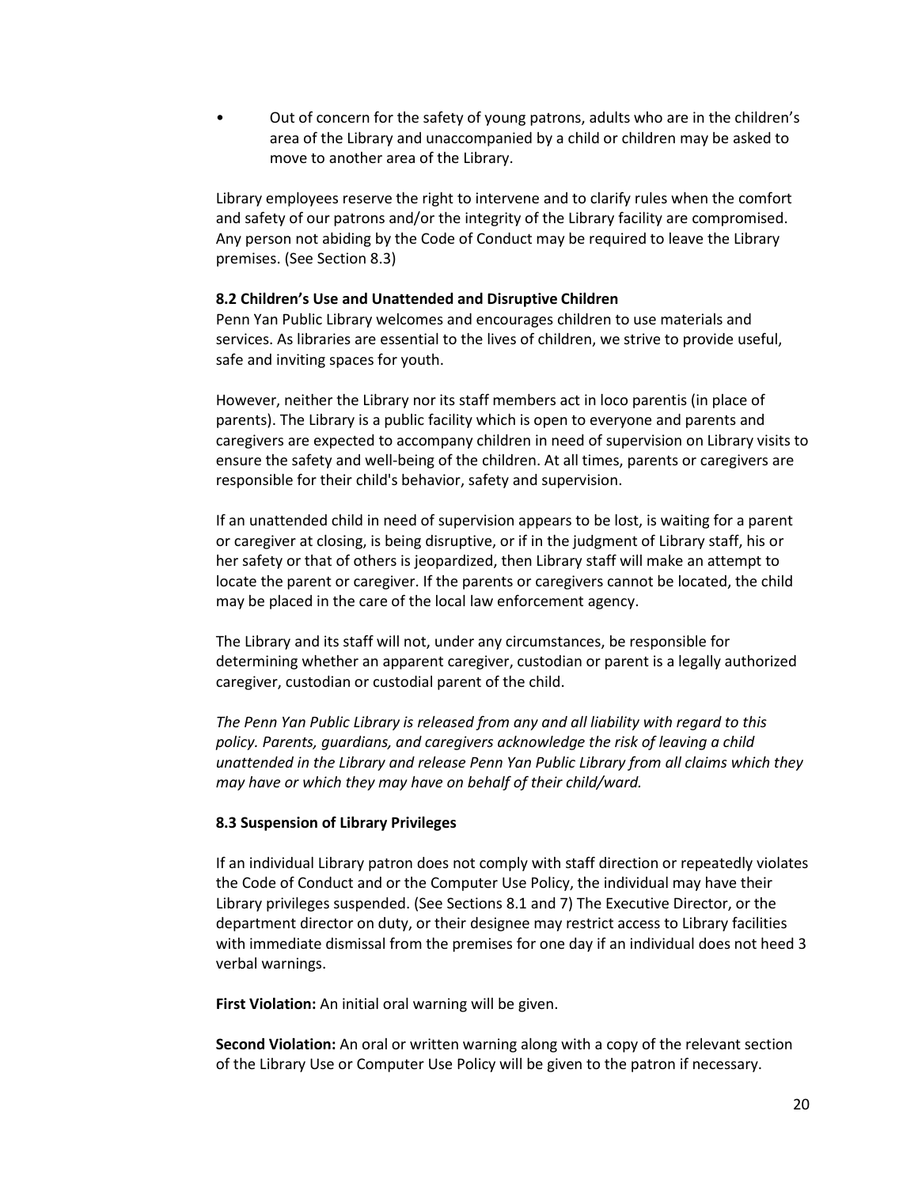- Out of concern for the safety of young patrons, adults who are in the children's area of the Library and unaccompanied by a child or children may be asked to move to another area of the Library.

Library employees reserve the right to intervene and to clarify rules when the comfort and safety of our patrons and/or the integrity of the Library facility are compromised. Any person not abiding by the Code of Conduct may be required to leave the Library premises. (See Section 8.3)

### 8.2 Children's Use and Unattended and Disruptive Children

Penn Yan Public Library welcomes and encourages children to use materials and services. As libraries are essential to the lives of children, we strive to provide useful, safe and inviting spaces for youth.

However, neither the Library nor its staff members act in loco parentis (in place of parents). The Library is a public facility which is open to everyone and parents and caregivers are expected to accompany children in need of supervision on Library visits to ensure the safety and well-being of the children. At all times, parents or caregivers are responsible for their child's behavior, safety and supervision.

If an unattended child in need of supervision appears to be lost, is waiting for a parent or caregiver at closing, is being disruptive, or if in the judgment of Library staff, his or her safety or that of others is jeopardized, then Library staff will make an attempt to locate the parent or caregiver. If the parents or caregivers cannot be located, the child may be placed in the care of the local law enforcement agency.

The Library and its staff will not, under any circumstances, be responsible for determining whether an apparent caregiver, custodian or parent is a legally authorized caregiver, custodian or custodial parent of the child.

*The Penn Yan Public Library is released from any and all liability with regard to this policy. Parents, guardians, and caregivers acknowledge the risk of leaving a child unattended in the Library and release Penn Yan Public Library from all claims which they may have or which they may have on behalf of their child/ward.*

### 8.3 Suspension of Library Privileges

If an individual Library patron does not comply with staff direction or repeatedly violates the Code of Conduct and or the Computer Use Policy, the individual may have their Library privileges suspended. (See Sections 8.1 and 7) The Executive Director, or the department director on duty, or their designee may restrict access to Library facilities with immediate dismissal from the premises for one day if an individual does not heed 3 verbal warnings.

**First Violation:** An initial oral warning will be given.

**Second Violation:** An oral or written warning along with a copy of the relevant section of the Library Use or Computer Use Policy will be given to the patron if necessary.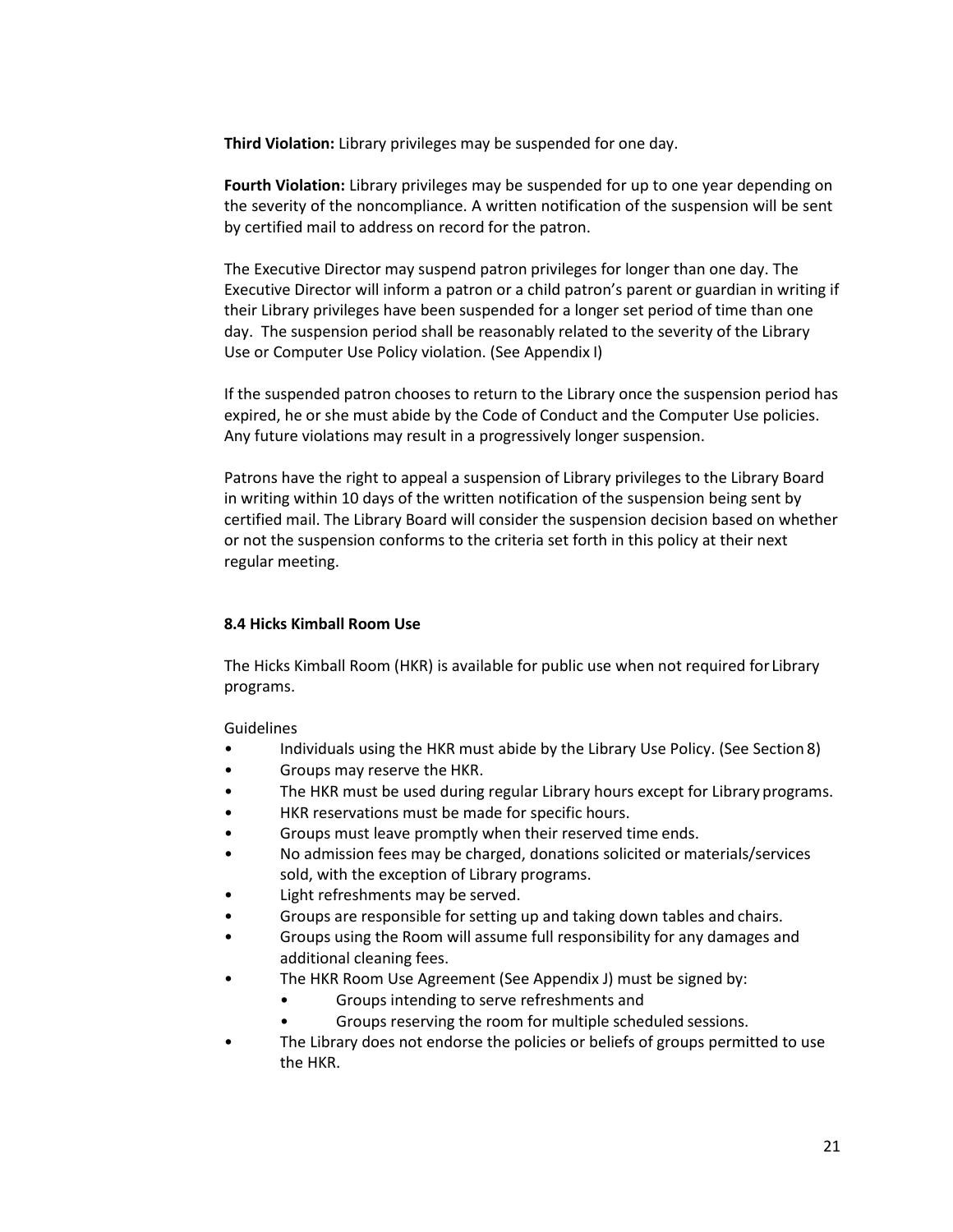**Third Violation:** Library privileges may be suspended for one day.

**Fourth Violation:** Library privileges may be suspended for up to one year depending on the severity of the noncompliance. A written notification of the suspension will be sent by certified mail to address on record for the patron.

The Executive Director may suspend patron privileges for longer than one day. The Executive Director will inform a patron or a child patron's parent or guardian in writing if their Library privileges have been suspended for a longer set period of time than one day. The suspension period shall be reasonably related to the severity of the Library Use or Computer Use Policy violation. (See Appendix I)

If the suspended patron chooses to return to the Library once the suspension period has expired, he or she must abide by the Code of Conduct and the Computer Use policies. Any future violations may result in a progressively longer suspension.

Patrons have the right to appeal a suspension of Library privileges to the Library Board in writing within 10 days of the written notification of the suspension being sent by certified mail. The Library Board will consider the suspension decision based on whether or not the suspension conforms to the criteria set forth in this policy at their next regular meeting.

### 8.4 Hicks Kimball Room Use

The Hicks Kimball Room (HKR) is available for public use when not required for Library programs.

Guidelines

- Individuals using the HKR must abide by the Library Use Policy. (See Section 8)
- Groups may reserve the HKR.
- The HKR must be used during regular Library hours except for Library programs.
- HKR reservations must be made for specific hours.
- Groups must leave promptly when their reserved time ends.
- No admission fees may be charged, donations solicited or materials/services sold, with the exception of Library programs.
- Light refreshments may be served.
- Groups are responsible for setting up and taking down tables and chairs.
- Groups using the Room will assume full responsibility for any damages and additional cleaning fees.
- The HKR Room Use Agreement (See Appendix J) must be signed by:
  - Groups intending to serve refreshments and
  - Groups reserving the room for multiple scheduled sessions.
- The Library does not endorse the policies or beliefs of groups permitted to use the HKR.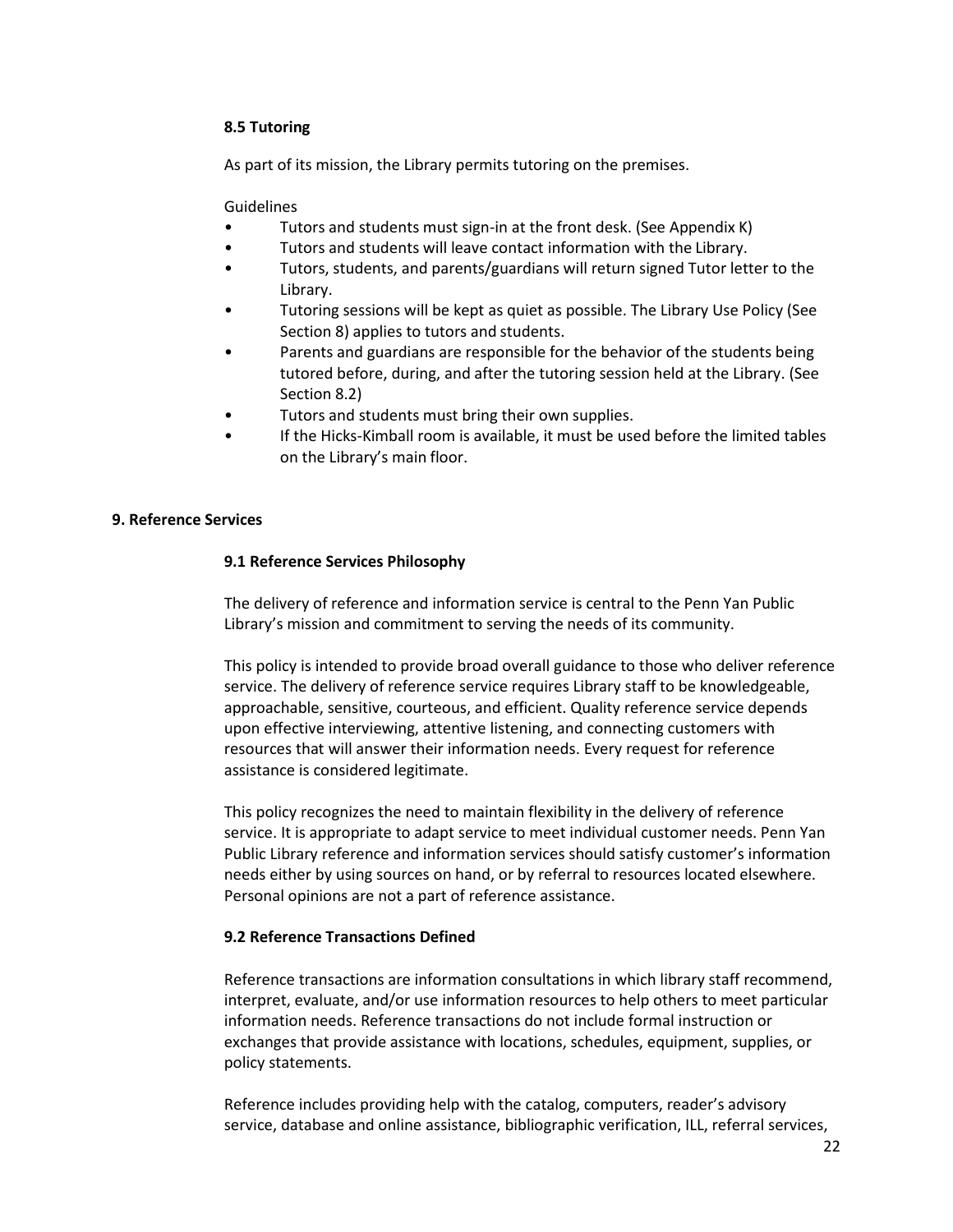### 8.5 Tutoring

As part of its mission, the Library permits tutoring on the premises.

Guidelines

- Tutors and students must sign-in at the front desk. (See Appendix K)
- Tutors and students will leave contact information with the Library.
- Tutors, students, and parents/guardians will return signed Tutor letter to the Library.
- Tutoring sessions will be kept as quiet as possible. The Library Use Policy (See Section 8) applies to tutors and students.
- Parents and guardians are responsible for the behavior of the students being tutored before, during, and after the tutoring session held at the Library. (See Section 8.2)
- Tutors and students must bring their own supplies.
- If the Hicks-Kimball room is available, it must be used before the limited tables on the Library's main floor.

## 9. Reference Services

### 9.1 Reference Services Philosophy

The delivery of reference and information service is central to the Penn Yan Public Library's mission and commitment to serving the needs of its community.

This policy is intended to provide broad overall guidance to those who deliver reference service. The delivery of reference service requires Library staff to be knowledgeable, approachable, sensitive, courteous, and efficient. Quality reference service depends upon effective interviewing, attentive listening, and connecting customers with resources that will answer their information needs. Every request for reference assistance is considered legitimate.

This policy recognizes the need to maintain flexibility in the delivery of reference service. It is appropriate to adapt service to meet individual customer needs. Penn Yan Public Library reference and information services should satisfy customer's information needs either by using sources on hand, or by referral to resources located elsewhere. Personal opinions are not a part of reference assistance.

### 9.2 Reference Transactions Defined

Reference transactions are information consultations in which library staff recommend, interpret, evaluate, and/or use information resources to help others to meet particular information needs. Reference transactions do not include formal instruction or exchanges that provide assistance with locations, schedules, equipment, supplies, or policy statements.

Reference includes providing help with the catalog, computers, reader's advisory service, database and online assistance, bibliographic verification, ILL, referral services,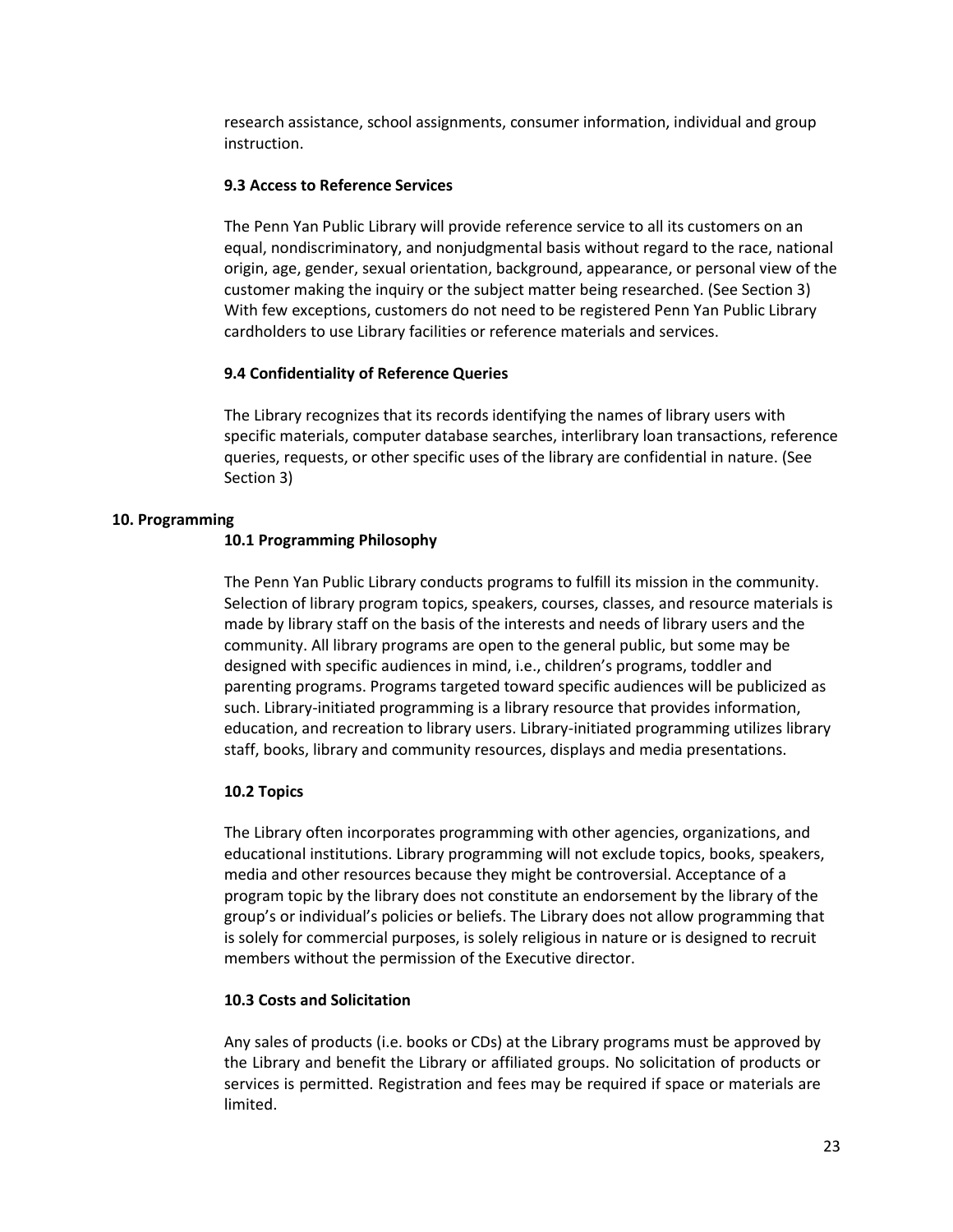research assistance, school assignments, consumer information, individual and group instruction.

### 9.3 Access to Reference Services

The Penn Yan Public Library will provide reference service to all its customers on an equal, nondiscriminatory, and nonjudgmental basis without regard to the race, national origin, age, gender, sexual orientation, background, appearance, or personal view of the customer making the inquiry or the subject matter being researched. (See Section 3) With few exceptions, customers do not need to be registered Penn Yan Public Library cardholders to use Library facilities or reference materials and services.

### 9.4 Confidentiality of Reference Queries

The Library recognizes that its records identifying the names of library users with specific materials, computer database searches, interlibrary loan transactions, reference queries, requests, or other specific uses of the library are confidential in nature. (See Section 3)

## 10. Programming

### 10.1 Programming Philosophy

The Penn Yan Public Library conducts programs to fulfill its mission in the community. Selection of library program topics, speakers, courses, classes, and resource materials is made by library staff on the basis of the interests and needs of library users and the community. All library programs are open to the general public, but some may be designed with specific audiences in mind, i.e., children's programs, toddler and parenting programs. Programs targeted toward specific audiences will be publicized as such. Library-initiated programming is a library resource that provides information, education, and recreation to library users. Library-initiated programming utilizes library staff, books, library and community resources, displays and media presentations.

### 10.2 Topics

The Library often incorporates programming with other agencies, organizations, and educational institutions. Library programming will not exclude topics, books, speakers, media and other resources because they might be controversial. Acceptance of a program topic by the library does not constitute an endorsement by the library of the group's or individual's policies or beliefs. The Library does not allow programming that is solely for commercial purposes, is solely religious in nature or is designed to recruit members without the permission of the Executive director.

### 10.3 Costs and Solicitation

Any sales of products (i.e. books or CDs) at the Library programs must be approved by the Library and benefit the Library or affiliated groups. No solicitation of products or services is permitted. Registration and fees may be required if space or materials are limited.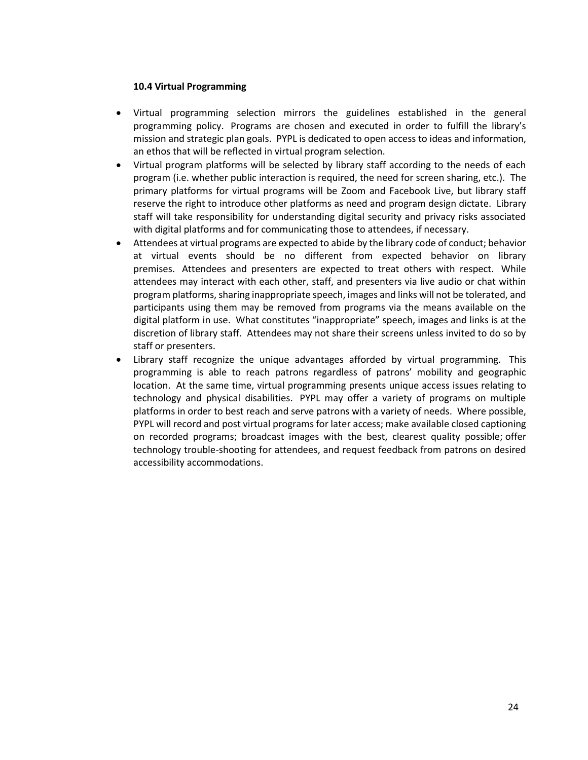### 10.4 Virtual Programming

- Virtual programming selection mirrors the guidelines established in the general programming policy. Programs are chosen and executed in order to fulfill the library's mission and strategic plan goals. PYPL is dedicated to open access to ideas and information, an ethos that will be reflected in virtual program selection.
- Virtual program platforms will be selected by library staff according to the needs of each program (i.e. whether public interaction is required, the need for screen sharing, etc.). The primary platforms for virtual programs will be Zoom and Facebook Live, but library staff reserve the right to introduce other platforms as need and program design dictate. Library staff will take responsibility for understanding digital security and privacy risks associated with digital platforms and for communicating those to attendees, if necessary.
- Attendees at virtual programs are expected to abide by the library code of conduct; behavior at virtual events should be no different from expected behavior on library premises. Attendees and presenters are expected to treat others with respect. While attendees may interact with each other, staff, and presenters via live audio or chat within program platforms, sharing inappropriate speech, images and links will not be tolerated, and participants using them may be removed from programs via the means available on the digital platform in use. What constitutes "inappropriate" speech, images and links is at the discretion of library staff. Attendees may not share their screens unless invited to do so by staff or presenters.
- Library staff recognize the unique advantages afforded by virtual programming. This programming is able to reach patrons regardless of patrons' mobility and geographic location. At the same time, virtual programming presents unique access issues relating to technology and physical disabilities. PYPL may offer a variety of programs on multiple platforms in order to best reach and serve patrons with a variety of needs. Where possible, PYPL will record and post virtual programs for later access; make available closed captioning on recorded programs; broadcast images with the best, clearest quality possible; offer technology trouble-shooting for attendees, and request feedback from patrons on desired accessibility accommodations.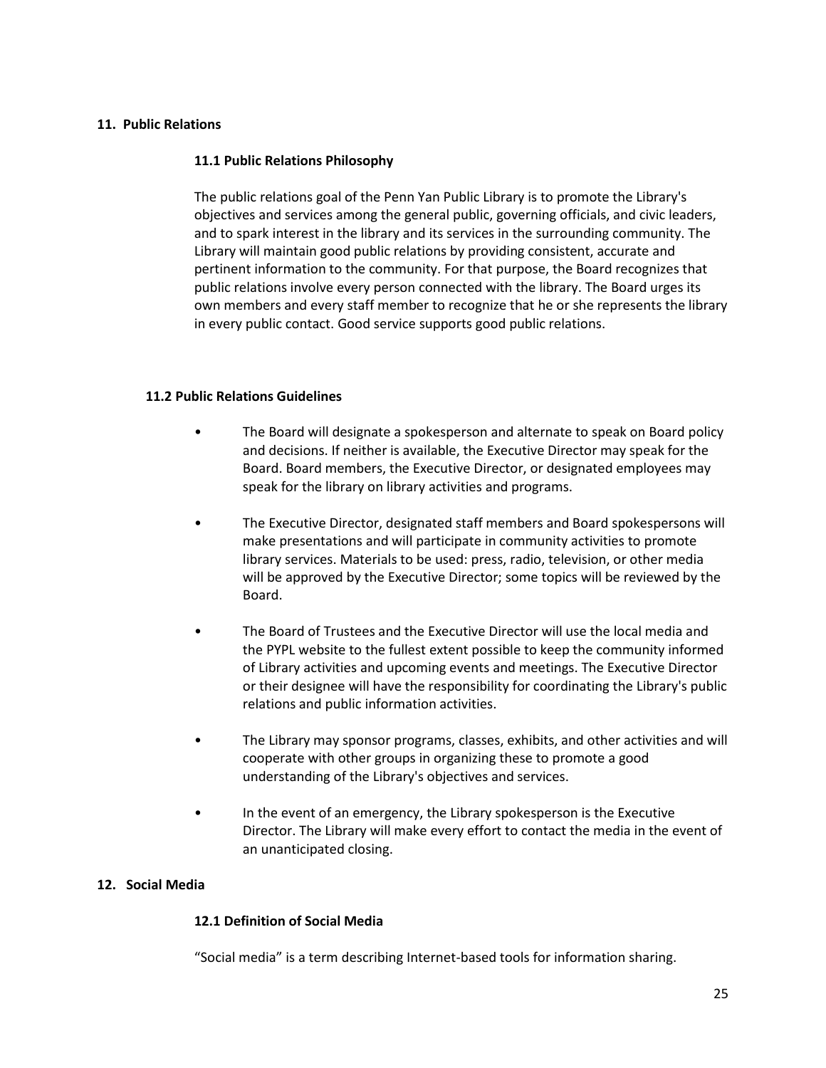## 11. Public Relations

### 11.1 Public Relations Philosophy

The public relations goal of the Penn Yan Public Library is to promote the Library's objectives and services among the general public, governing officials, and civic leaders, and to spark interest in the library and its services in the surrounding community. The Library will maintain good public relations by providing consistent, accurate and pertinent information to the community. For that purpose, the Board recognizes that public relations involve every person connected with the library. The Board urges its own members and every staff member to recognize that he or she represents the library in every public contact. Good service supports good public relations.

### 11.2 Public Relations Guidelines

- The Board will designate a spokesperson and alternate to speak on Board policy and decisions. If neither is available, the Executive Director may speak for the Board. Board members, the Executive Director, or designated employees may speak for the library on library activities and programs.
- The Executive Director, designated staff members and Board spokespersons will make presentations and will participate in community activities to promote library services. Materials to be used: press, radio, television, or other media will be approved by the Executive Director; some topics will be reviewed by the Board.
- The Board of Trustees and the Executive Director will use the local media and the PYPL website to the fullest extent possible to keep the community informed of Library activities and upcoming events and meetings. The Executive Director or their designee will have the responsibility for coordinating the Library's public relations and public information activities.
- The Library may sponsor programs, classes, exhibits, and other activities and will cooperate with other groups in organizing these to promote a good understanding of the Library's objectives and services.
- In the event of an emergency, the Library spokesperson is the Executive Director. The Library will make every effort to contact the media in the event of an unanticipated closing.

## 12. Social Media

### 12.1 Definition of Social Media

"Social media" is a term describing Internet-based tools for information sharing.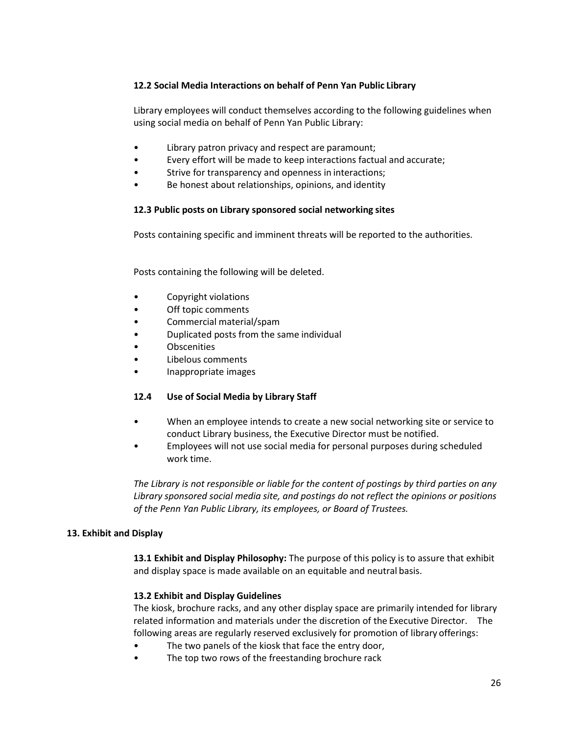### 12.2 Social Media Interactions on behalf of Penn Yan Public Library

Library employees will conduct themselves according to the following guidelines when using social media on behalf of Penn Yan Public Library:

- Library patron privacy and respect are paramount;
- Every effort will be made to keep interactions factual and accurate;
- Strive for transparency and openness in interactions;
- Be honest about relationships, opinions, and identity

### 12.3 Public posts on Library sponsored social networking sites

Posts containing specific and imminent threats will be reported to the authorities.

Posts containing the following will be deleted.

- Copyright violations
- Off topic comments
- Commercial material/spam
- Duplicated posts from the same individual
- Obscenities
- Libelous comments
- Inappropriate images

### 12.4 Use of Social Media by Library Staff

- When an employee intends to create a new social networking site or service to conduct Library business, the Executive Director must be notified.
- Employees will not use social media for personal purposes during scheduled work time.

*The Library is not responsible or liable for the content of postings by third parties on any Library sponsored social media site, and postings do not reflect the opinions or positions of the Penn Yan Public Library, its employees, or Board of Trustees.*

## 13. Exhibit and Display

**13.1 Exhibit and Display Philosophy:** The purpose of this policy is to assure that exhibit and display space is made available on an equitable and neutral basis.

**13.2 Exhibit and Display Guidelines**

The kiosk, brochure racks, and any other display space are primarily intended for library related information and materials under the discretion of the Executive Director. The following areas are regularly reserved exclusively for promotion of library offerings:

- The two panels of the kiosk that face the entry door,
- The top two rows of the freestanding brochure rack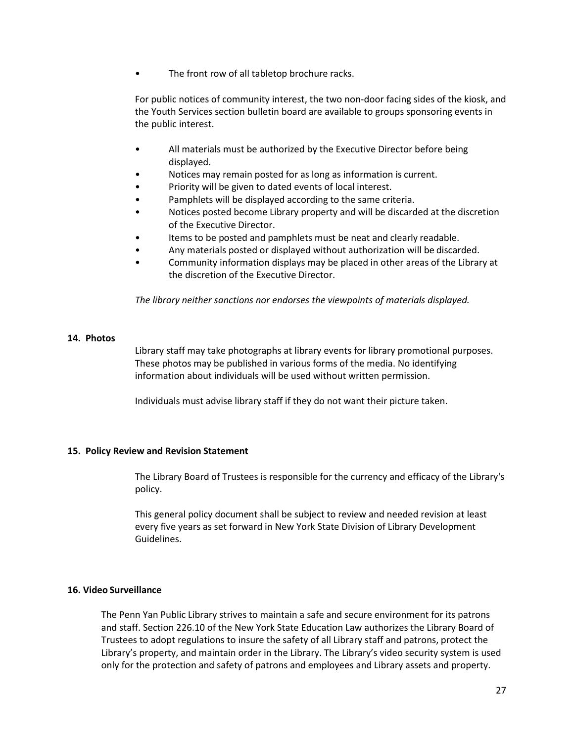- The front row of all tabletop brochure racks.

For public notices of community interest, the two non-door facing sides of the kiosk, and the Youth Services section bulletin board are available to groups sponsoring events in the public interest.

- All materials must be authorized by the Executive Director before being displayed.
- Notices may remain posted for as long as information is current.
- Priority will be given to dated events of local interest.
- Pamphlets will be displayed according to the same criteria.
- Notices posted become Library property and will be discarded at the discretion of the Executive Director.
- Items to be posted and pamphlets must be neat and clearly readable.
- Any materials posted or displayed without authorization will be discarded.
- Community information displays may be placed in other areas of the Library at the discretion of the Executive Director.

*The library neither sanctions nor endorses the viewpoints of materials displayed.*

**14. Photos**

Library staff may take photographs at library events for library promotional purposes. These photos may be published in various forms of the media. No identifying information about individuals will be used without written permission.

Individuals must advise library staff if they do not want their picture taken.

**15. Policy Review and Revision Statement**

The Library Board of Trustees is responsible for the currency and efficacy of the Library's policy.

This general policy document shall be subject to review and needed revision at least every five years as set forward in New York State Division of Library Development Guidelines.

**16. Video Surveillance**

The Penn Yan Public Library strives to maintain a safe and secure environment for its patrons and staff. Section 226.10 of the New York State Education Law authorizes the Library Board of Trustees to adopt regulations to insure the safety of all Library staff and patrons, protect the Library's property, and maintain order in the Library. The Library's video security system is used only for the protection and safety of patrons and employees and Library assets and property.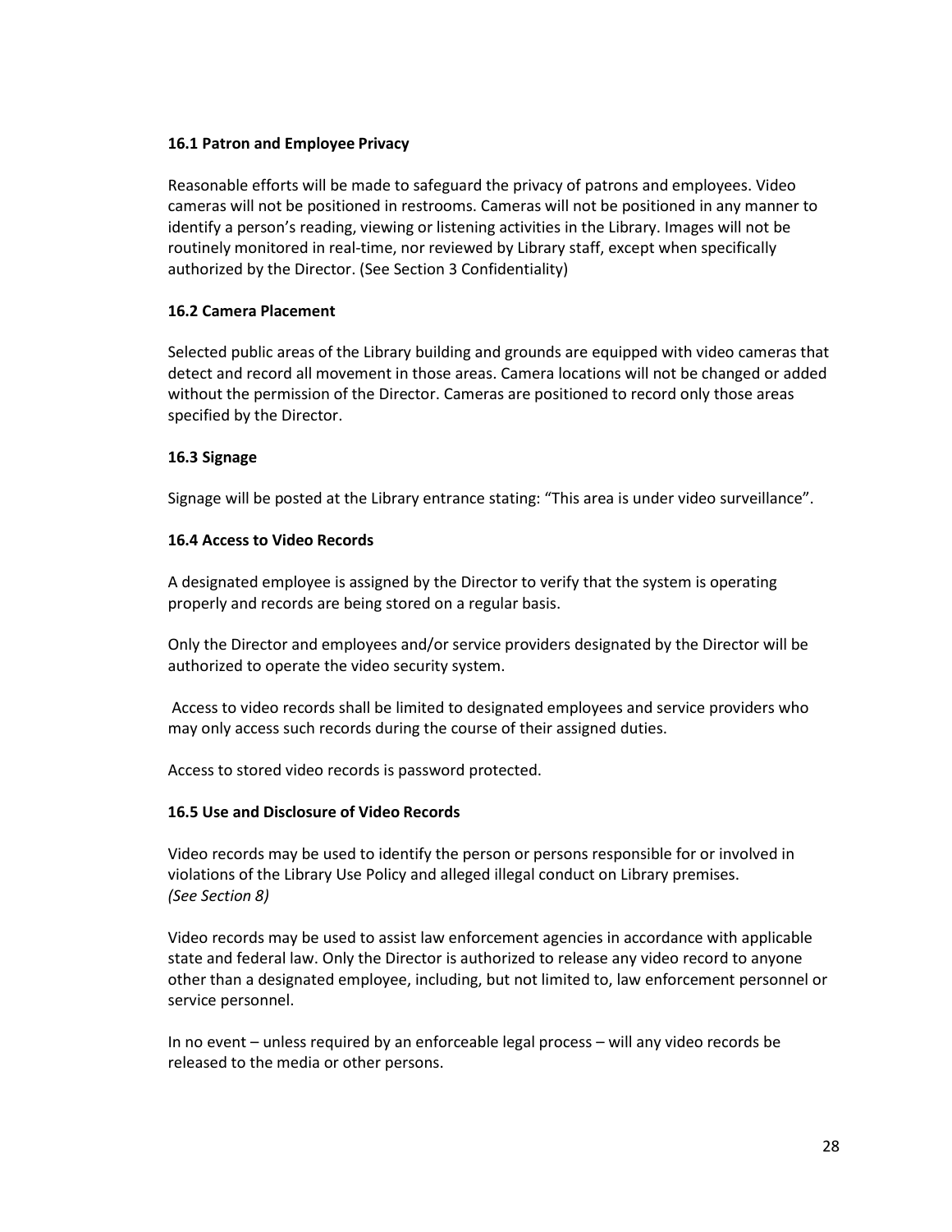### 16.1 Patron and Employee Privacy

Reasonable efforts will be made to safeguard the privacy of patrons and employees. Video cameras will not be positioned in restrooms. Cameras will not be positioned in any manner to identify a person's reading, viewing or listening activities in the Library. Images will not be routinely monitored in real-time, nor reviewed by Library staff, except when specifically authorized by the Director. (See Section 3 Confidentiality)

### 16.2 Camera Placement

Selected public areas of the Library building and grounds are equipped with video cameras that detect and record all movement in those areas. Camera locations will not be changed or added without the permission of the Director. Cameras are positioned to record only those areas specified by the Director.

### 16.3 Signage

Signage will be posted at the Library entrance stating: "This area is under video surveillance".

### 16.4 Access to Video Records

A designated employee is assigned by the Director to verify that the system is operating properly and records are being stored on a regular basis.

Only the Director and employees and/or service providers designated by the Director will be authorized to operate the video security system.

Access to video records shall be limited to designated employees and service providers who may only access such records during the course of their assigned duties.

Access to stored video records is password protected.

### 16.5 Use and Disclosure of Video Records

Video records may be used to identify the person or persons responsible for or involved in violations of the Library Use Policy and alleged illegal conduct on Library premises. *(See Section 8)*

Video records may be used to assist law enforcement agencies in accordance with applicable state and federal law. Only the Director is authorized to release any video record to anyone other than a designated employee, including, but not limited to, law enforcement personnel or service personnel.

In no event – unless required by an enforceable legal process – will any video records be released to the media or other persons.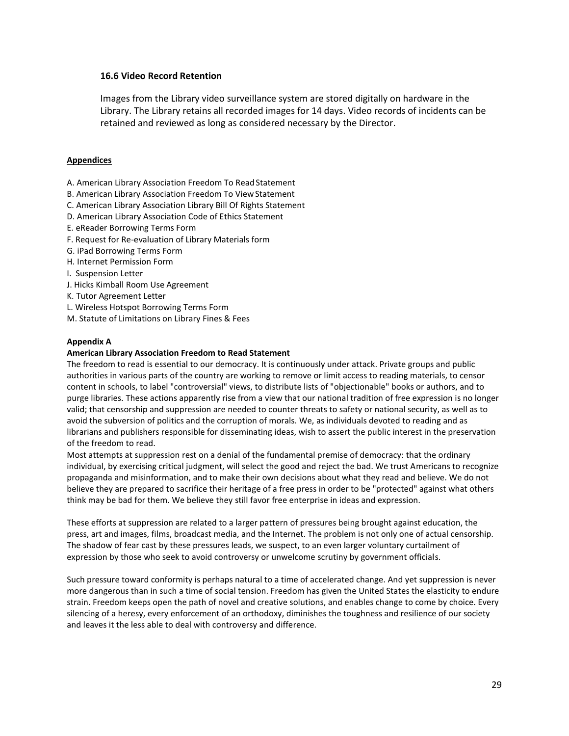### 16.6 Video Record Retention

Images from the Library video surveillance system are stored digitally on hardware in the Library. The Library retains all recorded images for 14 days. Video records of incidents can be retained and reviewed as long as considered necessary by the Director.

**Appendices**

A. American Library Association Freedom To Read Statement
B. American Library Association Freedom To View Statement
C. American Library Association Library Bill Of Rights Statement
D. American Library Association Code of Ethics Statement
E. eReader Borrowing Terms Form
F. Request for Re-evaluation of Library Materials form
G. iPad Borrowing Terms Form
H. Internet Permission Form
I. Suspension Letter
J. Hicks Kimball Room Use Agreement
K. Tutor Agreement Letter
L. Wireless Hotspot Borrowing Terms Form
M. Statute of Limitations on Library Fines & Fees

**Appendix A**

**American Library Association Freedom to Read Statement**

The freedom to read is essential to our democracy. It is continuously under attack. Private groups and public authorities in various parts of the country are working to remove or limit access to reading materials, to censor content in schools, to label "controversial" views, to distribute lists of "objectionable" books or authors, and to purge libraries. These actions apparently rise from a view that our national tradition of free expression is no longer valid; that censorship and suppression are needed to counter threats to safety or national security, as well as to avoid the subversion of politics and the corruption of morals. We, as individuals devoted to reading and as librarians and publishers responsible for disseminating ideas, wish to assert the public interest in the preservation of the freedom to read.

Most attempts at suppression rest on a denial of the fundamental premise of democracy: that the ordinary individual, by exercising critical judgment, will select the good and reject the bad. We trust Americans to recognize propaganda and misinformation, and to make their own decisions about what they read and believe. We do not believe they are prepared to sacrifice their heritage of a free press in order to be "protected" against what others think may be bad for them. We believe they still favor free enterprise in ideas and expression.

These efforts at suppression are related to a larger pattern of pressures being brought against education, the press, art and images, films, broadcast media, and the Internet. The problem is not only one of actual censorship. The shadow of fear cast by these pressures leads, we suspect, to an even larger voluntary curtailment of expression by those who seek to avoid controversy or unwelcome scrutiny by government officials.

Such pressure toward conformity is perhaps natural to a time of accelerated change. And yet suppression is never more dangerous than in such a time of social tension. Freedom has given the United States the elasticity to endure strain. Freedom keeps open the path of novel and creative solutions, and enables change to come by choice. Every silencing of a heresy, every enforcement of an orthodoxy, diminishes the toughness and resilience of our society and leaves it the less able to deal with controversy and difference.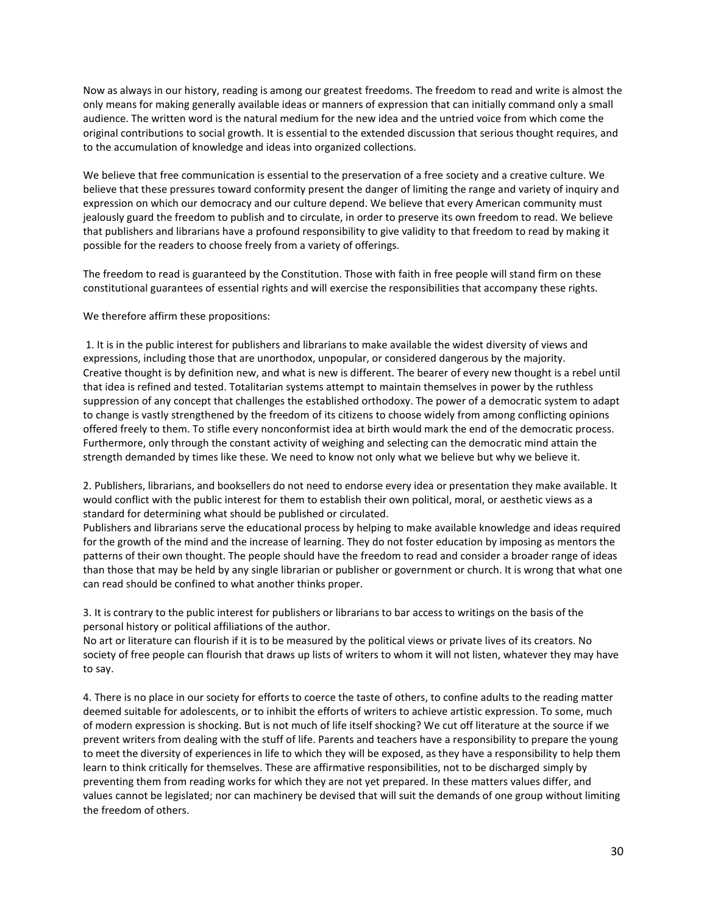Now as always in our history, reading is among our greatest freedoms. The freedom to read and write is almost the only means for making generally available ideas or manners of expression that can initially command only a small audience. The written word is the natural medium for the new idea and the untried voice from which come the original contributions to social growth. It is essential to the extended discussion that serious thought requires, and to the accumulation of knowledge and ideas into organized collections.

We believe that free communication is essential to the preservation of a free society and a creative culture. We believe that these pressures toward conformity present the danger of limiting the range and variety of inquiry and expression on which our democracy and our culture depend. We believe that every American community must jealously guard the freedom to publish and to circulate, in order to preserve its own freedom to read. We believe that publishers and librarians have a profound responsibility to give validity to that freedom to read by making it possible for the readers to choose freely from a variety of offerings.

The freedom to read is guaranteed by the Constitution. Those with faith in free people will stand firm on these constitutional guarantees of essential rights and will exercise the responsibilities that accompany these rights.

We therefore affirm these propositions:

1. It is in the public interest for publishers and librarians to make available the widest diversity of views and expressions, including those that are unorthodox, unpopular, or considered dangerous by the majority.
Creative thought is by definition new, and what is new is different. The bearer of every new thought is a rebel until that idea is refined and tested. Totalitarian systems attempt to maintain themselves in power by the ruthless suppression of any concept that challenges the established orthodoxy. The power of a democratic system to adapt to change is vastly strengthened by the freedom of its citizens to choose widely from among conflicting opinions offered freely to them. To stifle every nonconformist idea at birth would mark the end of the democratic process. Furthermore, only through the constant activity of weighing and selecting can the democratic mind attain the strength demanded by times like these. We need to know not only what we believe but why we believe it.

2. Publishers, librarians, and booksellers do not need to endorse every idea or presentation they make available. It would conflict with the public interest for them to establish their own political, moral, or aesthetic views as a standard for determining what should be published or circulated.
Publishers and librarians serve the educational process by helping to make available knowledge and ideas required for the growth of the mind and the increase of learning. They do not foster education by imposing as mentors the patterns of their own thought. The people should have the freedom to read and consider a broader range of ideas than those that may be held by any single librarian or publisher or government or church. It is wrong that what one can read should be confined to what another thinks proper.

3. It is contrary to the public interest for publishers or librarians to bar access to writings on the basis of the personal history or political affiliations of the author.
No art or literature can flourish if it is to be measured by the political views or private lives of its creators. No society of free people can flourish that draws up lists of writers to whom it will not listen, whatever they may have to say.

4. There is no place in our society for efforts to coerce the taste of others, to confine adults to the reading matter deemed suitable for adolescents, or to inhibit the efforts of writers to achieve artistic expression. To some, much of modern expression is shocking. But is not much of life itself shocking? We cut off literature at the source if we prevent writers from dealing with the stuff of life. Parents and teachers have a responsibility to prepare the young to meet the diversity of experiences in life to which they will be exposed, as they have a responsibility to help them learn to think critically for themselves. These are affirmative responsibilities, not to be discharged simply by preventing them from reading works for which they are not yet prepared. In these matters values differ, and values cannot be legislated; nor can machinery be devised that will suit the demands of one group without limiting the freedom of others.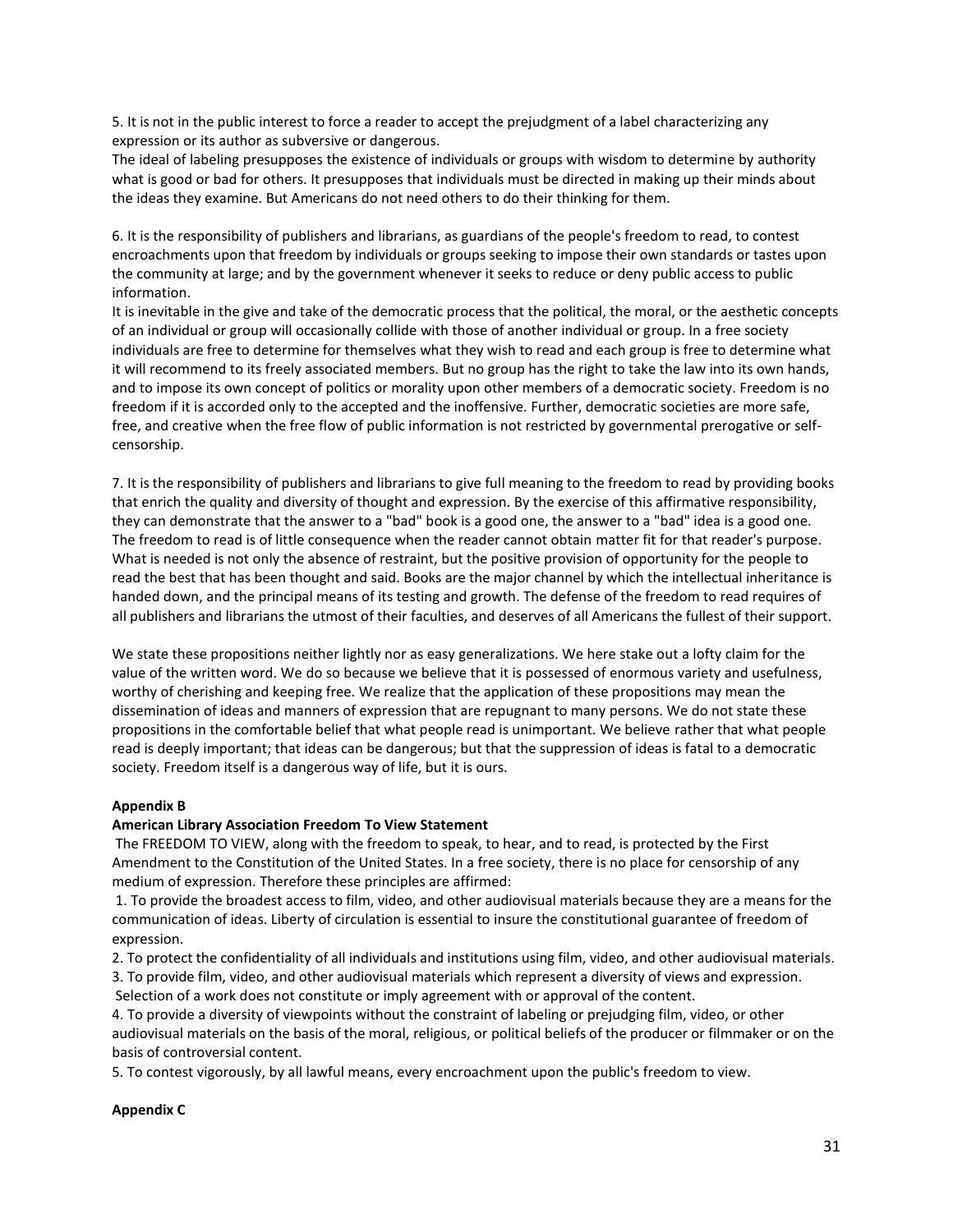5. It is not in the public interest to force a reader to accept the prejudgment of a label characterizing any expression or its author as subversive or dangerous.
The ideal of labeling presupposes the existence of individuals or groups with wisdom to determine by authority what is good or bad for others. It presupposes that individuals must be directed in making up their minds about the ideas they examine. But Americans do not need others to do their thinking for them.

6. It is the responsibility of publishers and librarians, as guardians of the people's freedom to read, to contest encroachments upon that freedom by individuals or groups seeking to impose their own standards or tastes upon the community at large; and by the government whenever it seeks to reduce or deny public access to public information.
It is inevitable in the give and take of the democratic process that the political, the moral, or the aesthetic concepts of an individual or group will occasionally collide with those of another individual or group. In a free society individuals are free to determine for themselves what they wish to read and each group is free to determine what it will recommend to its freely associated members. But no group has the right to take the law into its own hands, and to impose its own concept of politics or morality upon other members of a democratic society. Freedom is no freedom if it is accorded only to the accepted and the inoffensive. Further, democratic societies are more safe, free, and creative when the free flow of public information is not restricted by governmental prerogative or self-censorship.

7. It is the responsibility of publishers and librarians to give full meaning to the freedom to read by providing books that enrich the quality and diversity of thought and expression. By the exercise of this affirmative responsibility, they can demonstrate that the answer to a "bad" book is a good one, the answer to a "bad" idea is a good one. The freedom to read is of little consequence when the reader cannot obtain matter fit for that reader's purpose. What is needed is not only the absence of restraint, but the positive provision of opportunity for the people to read the best that has been thought and said. Books are the major channel by which the intellectual inheritance is handed down, and the principal means of its testing and growth. The defense of the freedom to read requires of all publishers and librarians the utmost of their faculties, and deserves of all Americans the fullest of their support.

We state these propositions neither lightly nor as easy generalizations. We here stake out a lofty claim for the value of the written word. We do so because we believe that it is possessed of enormous variety and usefulness, worthy of cherishing and keeping free. We realize that the application of these propositions may mean the dissemination of ideas and manners of expression that are repugnant to many persons. We do not state these propositions in the comfortable belief that what people read is unimportant. We believe rather that what people read is deeply important; that ideas can be dangerous; but that the suppression of ideas is fatal to a democratic society. Freedom itself is a dangerous way of life, but it is ours.

**Appendix B**

**American Library Association Freedom To View Statement**

The FREEDOM TO VIEW, along with the freedom to speak, to hear, and to read, is protected by the First Amendment to the Constitution of the United States. In a free society, there is no place for censorship of any medium of expression. Therefore these principles are affirmed:

1. To provide the broadest access to film, video, and other audiovisual materials because they are a means for the communication of ideas. Liberty of circulation is essential to insure the constitutional guarantee of freedom of expression.
2. To protect the confidentiality of all individuals and institutions using film, video, and other audiovisual materials.
3. To provide film, video, and other audiovisual materials which represent a diversity of views and expression. Selection of a work does not constitute or imply agreement with or approval of the content.
4. To provide a diversity of viewpoints without the constraint of labeling or prejudging film, video, or other audiovisual materials on the basis of the moral, religious, or political beliefs of the producer or filmmaker or on the basis of controversial content.
5. To contest vigorously, by all lawful means, every encroachment upon the public's freedom to view.

**Appendix C**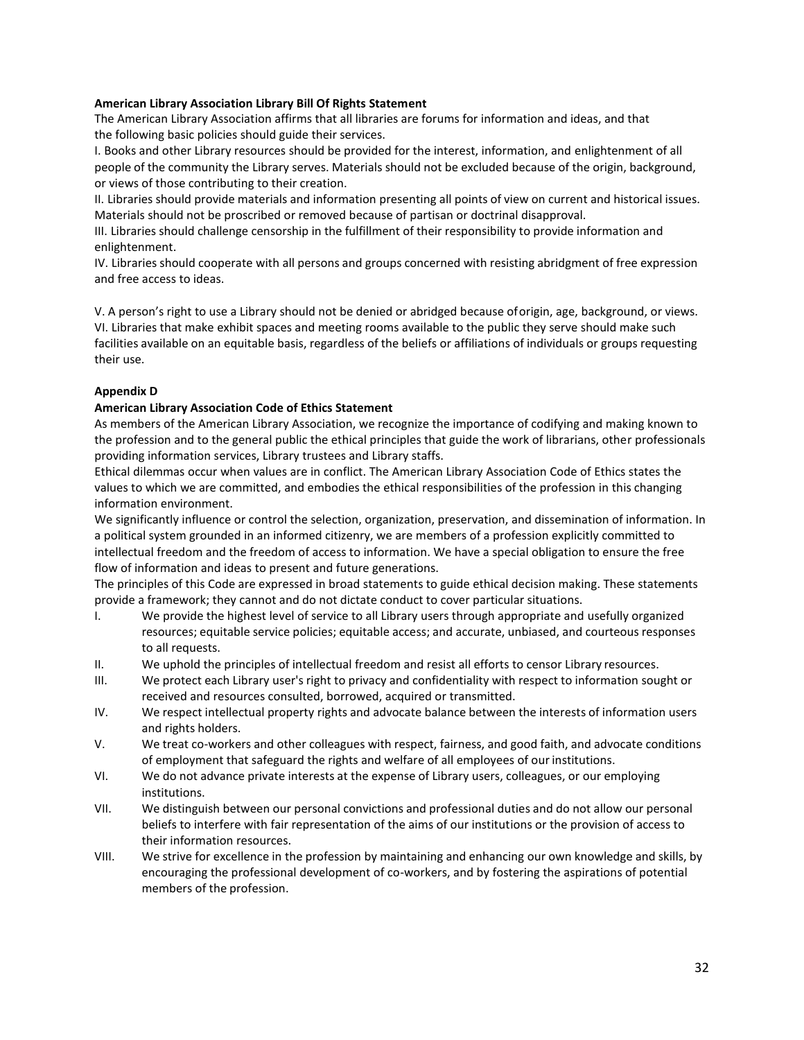**American Library Association Library Bill Of Rights Statement**

The American Library Association affirms that all libraries are forums for information and ideas, and that the following basic policies should guide their services.

I. Books and other Library resources should be provided for the interest, information, and enlightenment of all people of the community the Library serves. Materials should not be excluded because of the origin, background, or views of those contributing to their creation.

II. Libraries should provide materials and information presenting all points of view on current and historical issues. Materials should not be proscribed or removed because of partisan or doctrinal disapproval.

III. Libraries should challenge censorship in the fulfillment of their responsibility to provide information and enlightenment.

IV. Libraries should cooperate with all persons and groups concerned with resisting abridgment of free expression and free access to ideas.

V. A person's right to use a Library should not be denied or abridged because of origin, age, background, or views.

VI. Libraries that make exhibit spaces and meeting rooms available to the public they serve should make such facilities available on an equitable basis, regardless of the beliefs or affiliations of individuals or groups requesting their use.

**Appendix D**

**American Library Association Code of Ethics Statement**

As members of the American Library Association, we recognize the importance of codifying and making known to the profession and to the general public the ethical principles that guide the work of librarians, other professionals providing information services, Library trustees and Library staffs.

Ethical dilemmas occur when values are in conflict. The American Library Association Code of Ethics states the values to which we are committed, and embodies the ethical responsibilities of the profession in this changing information environment.

We significantly influence or control the selection, organization, preservation, and dissemination of information. In a political system grounded in an informed citizenry, we are members of a profession explicitly committed to intellectual freedom and the freedom of access to information. We have a special obligation to ensure the free flow of information and ideas to present and future generations.

The principles of this Code are expressed in broad statements to guide ethical decision making. These statements provide a framework; they cannot and do not dictate conduct to cover particular situations.

I. We provide the highest level of service to all Library users through appropriate and usefully organized resources; equitable service policies; equitable access; and accurate, unbiased, and courteous responses to all requests.

II. We uphold the principles of intellectual freedom and resist all efforts to censor Library resources.

III. We protect each Library user's right to privacy and confidentiality with respect to information sought or received and resources consulted, borrowed, acquired or transmitted.

IV. We respect intellectual property rights and advocate balance between the interests of information users and rights holders.

V. We treat co-workers and other colleagues with respect, fairness, and good faith, and advocate conditions of employment that safeguard the rights and welfare of all employees of our institutions.

VI. We do not advance private interests at the expense of Library users, colleagues, or our employing institutions.

VII. We distinguish between our personal convictions and professional duties and do not allow our personal beliefs to interfere with fair representation of the aims of our institutions or the provision of access to their information resources.

VIII. We strive for excellence in the profession by maintaining and enhancing our own knowledge and skills, by encouraging the professional development of co-workers, and by fostering the aspirations of potential members of the profession.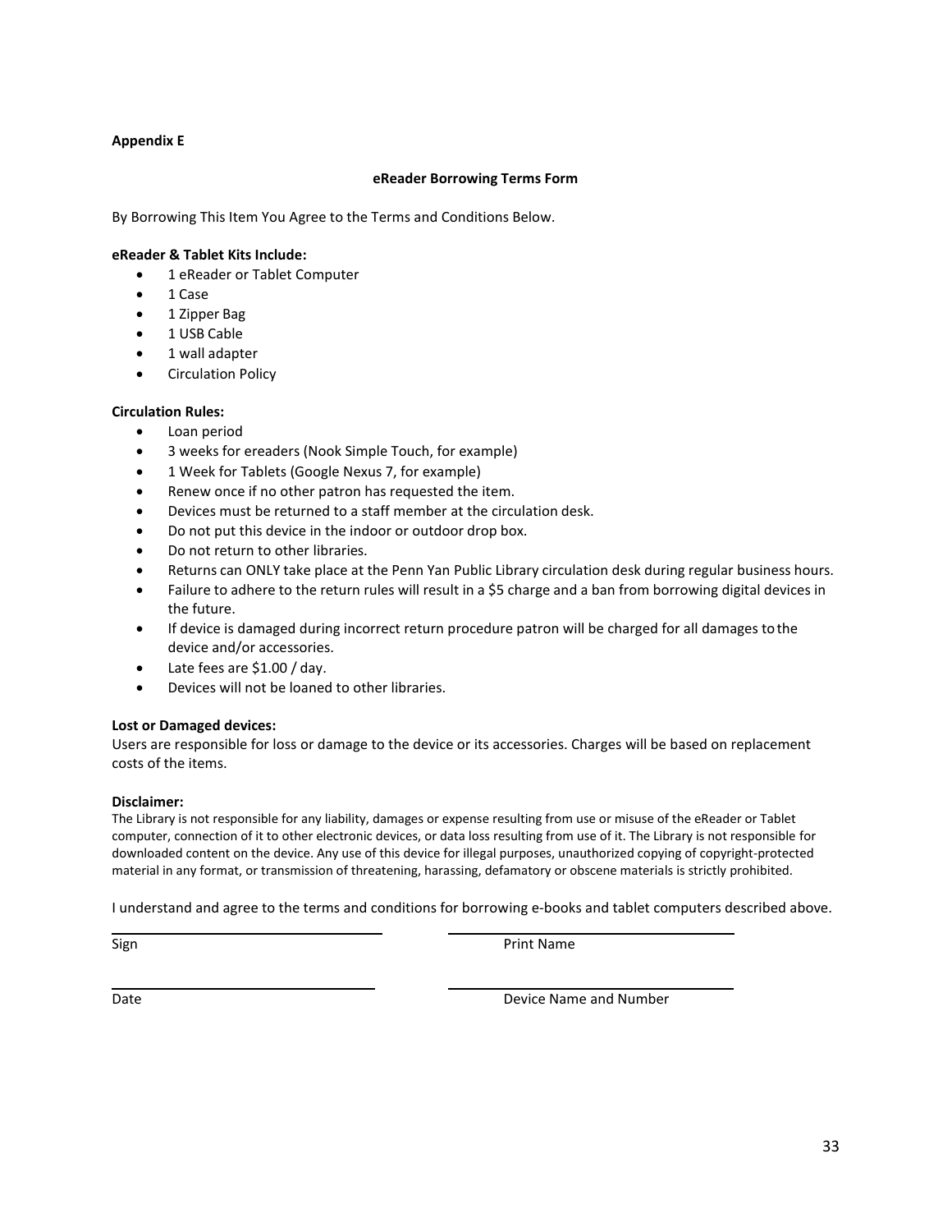**Appendix E**

**eReader Borrowing Terms Form**

By Borrowing This Item You Agree to the Terms and Conditions Below.

**eReader & Tablet Kits Include:**

- 1 eReader or Tablet Computer
- 1 Case
- 1 Zipper Bag
- 1 USB Cable
- 1 wall adapter
- Circulation Policy

**Circulation Rules:**

- Loan period
- 3 weeks for ereaders (Nook Simple Touch, for example)
- 1 Week for Tablets (Google Nexus 7, for example)
- Renew once if no other patron has requested the item.
- Devices must be returned to a staff member at the circulation desk.
- Do not put this device in the indoor or outdoor drop box.
- Do not return to other libraries.
- Returns can ONLY take place at the Penn Yan Public Library circulation desk during regular business hours.
- Failure to adhere to the return rules will result in a $5 charge and a ban from borrowing digital devices in the future.
- If device is damaged during incorrect return procedure patron will be charged for all damages to the device and/or accessories.
- Late fees are $1.00 / day.
- Devices will not be loaned to other libraries.

**Lost or Damaged devices:**

Users are responsible for loss or damage to the device or its accessories. Charges will be based on replacement costs of the items.

**Disclaimer:**

The Library is not responsible for any liability, damages or expense resulting from use or misuse of the eReader or Tablet computer, connection of it to other electronic devices, or data loss resulting from use of it. The Library is not responsible for downloaded content on the device. Any use of this device for illegal purposes, unauthorized copying of copyright-protected material in any format, or transmission of threatening, harassing, defamatory or obscene materials is strictly prohibited.

I understand and agree to the terms and conditions for borrowing e-books and tablet computers described above.

\_\_\_\_\_\_\_\_\_\_\_\_\_\_\_\_\_\_\_\_\_\_\_\_\_\_\_\_ &nbsp;&nbsp;&nbsp;&nbsp; \_\_\_\_\_\_\_\_\_\_\_\_\_\_\_\_\_\_\_\_\_\_\_\_\_\_\_\_

Sign &nbsp;&nbsp;&nbsp;&nbsp; Print Name

\_\_\_\_\_\_\_\_\_\_\_\_\_\_\_\_\_\_\_\_\_\_\_\_\_\_\_\_ &nbsp;&nbsp;&nbsp;&nbsp; \_\_\_\_\_\_\_\_\_\_\_\_\_\_\_\_\_\_\_\_\_\_\_\_\_\_\_\_

Date &nbsp;&nbsp;&nbsp;&nbsp; Device Name and Number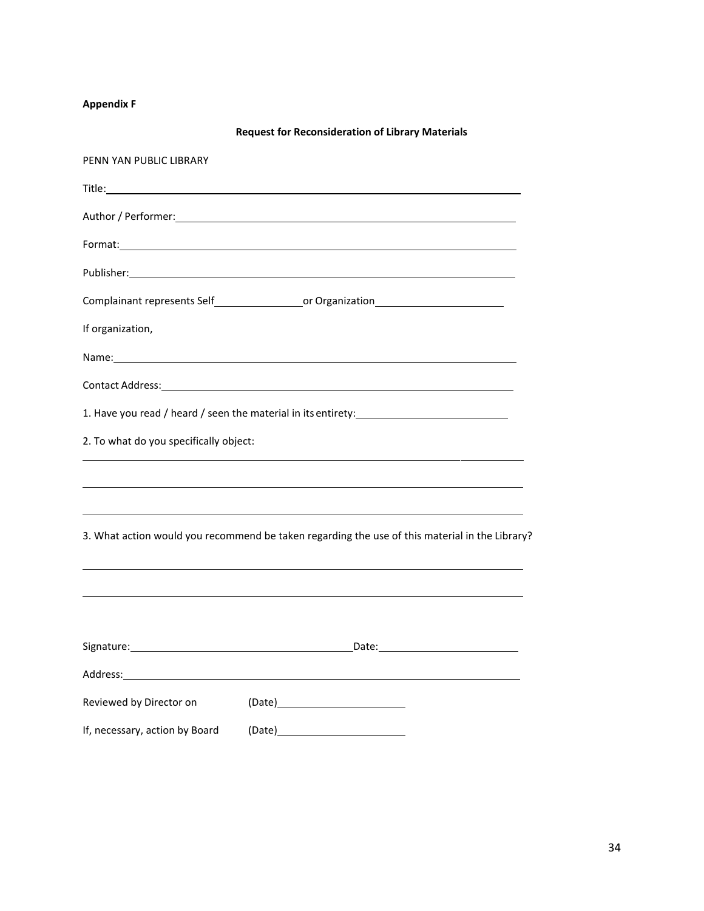**Appendix F**

**Request for Reconsideration of Library Materials**

PENN YAN PUBLIC LIBRARY

Title: ____________________________________________________________

Author / Performer: ________________________________________________

Format: __________________________________________________________

Publisher: ________________________________________________________

Complainant represents Self ______________ or Organization ____________________

If organization,

Name: ___________________________________________________________

Contact Address: ___________________________________________________

1. Have you read / heard / seen the material in its entirety: ______________________

2. To what do you specifically object:

__________________________________________________________________

__________________________________________________________________

__________________________________________________________________

3. What action would you recommend be taken regarding the use of this material in the Library?

__________________________________________________________________

__________________________________________________________________

Signature: ___________________________________ Date: ____________________

Address: _________________________________________________________

Reviewed by Director on (Date) ____________________

If, necessary, action by Board (Date) ____________________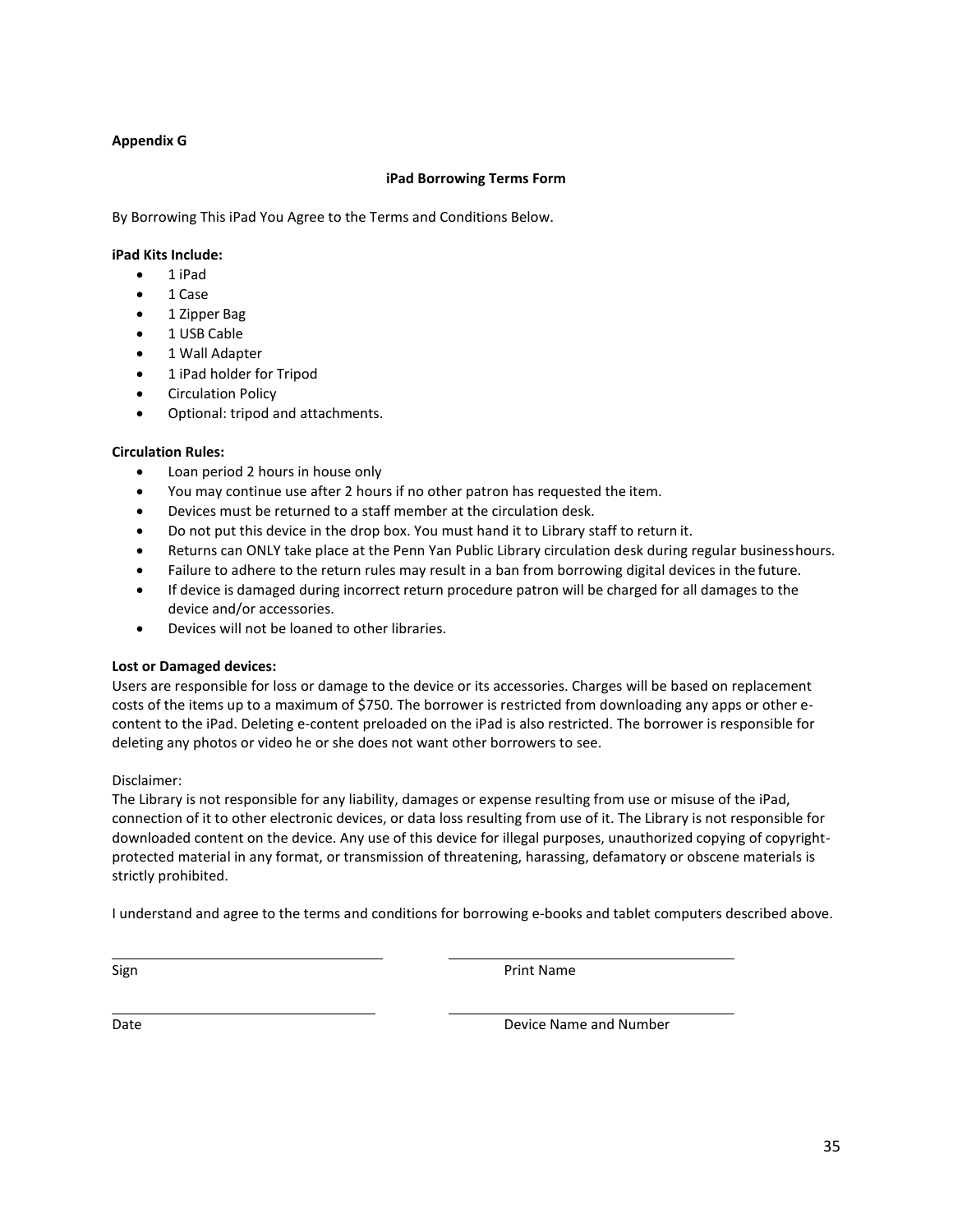**Appendix G**

### iPad Borrowing Terms Form

By Borrowing This iPad You Agree to the Terms and Conditions Below.

**iPad Kits Include:**

- 1 iPad
- 1 Case
- 1 Zipper Bag
- 1 USB Cable
- 1 Wall Adapter
- 1 iPad holder for Tripod
- Circulation Policy
- Optional: tripod and attachments.

**Circulation Rules:**

- Loan period 2 hours in house only
- You may continue use after 2 hours if no other patron has requested the item.
- Devices must be returned to a staff member at the circulation desk.
- Do not put this device in the drop box. You must hand it to Library staff to return it.
- Returns can ONLY take place at the Penn Yan Public Library circulation desk during regular business hours.
- Failure to adhere to the return rules may result in a ban from borrowing digital devices in the future.
- If device is damaged during incorrect return procedure patron will be charged for all damages to the device and/or accessories.
- Devices will not be loaned to other libraries.

**Lost or Damaged devices:**

Users are responsible for loss or damage to the device or its accessories. Charges will be based on replacement costs of the items up to a maximum of $750. The borrower is restricted from downloading any apps or other e-content to the iPad. Deleting e-content preloaded on the iPad is also restricted. The borrower is responsible for deleting any photos or video he or she does not want other borrowers to see.

Disclaimer:

The Library is not responsible for any liability, damages or expense resulting from use or misuse of the iPad, connection of it to other electronic devices, or data loss resulting from use of it. The Library is not responsible for downloaded content on the device. Any use of this device for illegal purposes, unauthorized copying of copyright-protected material in any format, or transmission of threatening, harassing, defamatory or obscene materials is strictly prohibited.

I understand and agree to the terms and conditions for borrowing e-books and tablet computers described above.

\_\_\_\_\_\_\_\_\_\_\_\_\_\_\_\_\_\_\_\_\_\_\_\_\_\_\_\_\_\_ \_\_\_\_\_\_\_\_\_\_\_\_\_\_\_\_\_\_\_\_\_\_\_\_\_\_\_\_\_\_

Sign Print Name

\_\_\_\_\_\_\_\_\_\_\_\_\_\_\_\_\_\_\_\_\_\_\_\_\_\_\_\_\_\_ \_\_\_\_\_\_\_\_\_\_\_\_\_\_\_\_\_\_\_\_\_\_\_\_\_\_\_\_\_\_

Date Device Name and Number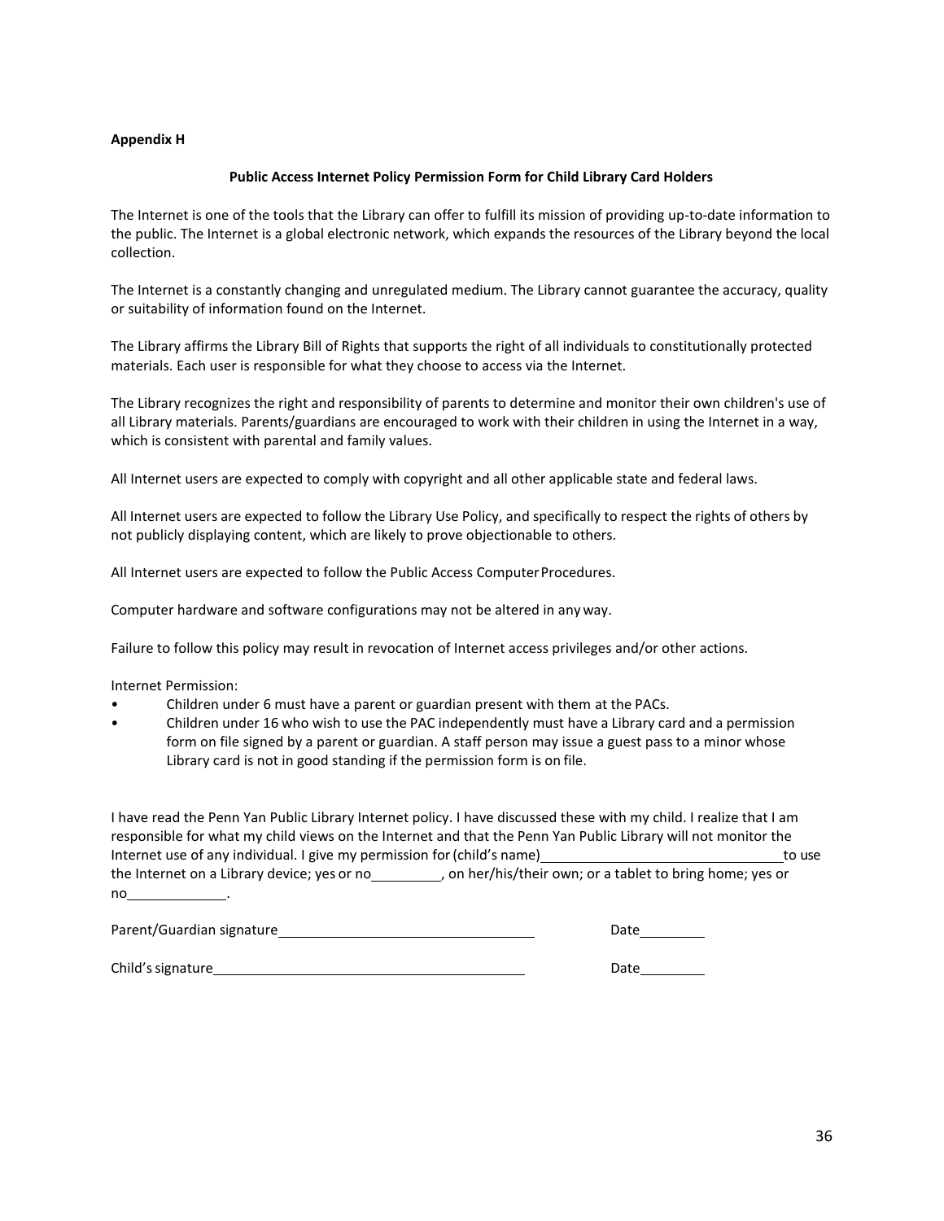**Appendix H**

**Public Access Internet Policy Permission Form for Child Library Card Holders**

The Internet is one of the tools that the Library can offer to fulfill its mission of providing up-to-date information to the public. The Internet is a global electronic network, which expands the resources of the Library beyond the local collection.

The Internet is a constantly changing and unregulated medium. The Library cannot guarantee the accuracy, quality or suitability of information found on the Internet.

The Library affirms the Library Bill of Rights that supports the right of all individuals to constitutionally protected materials. Each user is responsible for what they choose to access via the Internet.

The Library recognizes the right and responsibility of parents to determine and monitor their own children's use of all Library materials. Parents/guardians are encouraged to work with their children in using the Internet in a way, which is consistent with parental and family values.

All Internet users are expected to comply with copyright and all other applicable state and federal laws.

All Internet users are expected to follow the Library Use Policy, and specifically to respect the rights of others by not publicly displaying content, which are likely to prove objectionable to others.

All Internet users are expected to follow the Public Access Computer Procedures.

Computer hardware and software configurations may not be altered in any way.

Failure to follow this policy may result in revocation of Internet access privileges and/or other actions.

Internet Permission:

- Children under 6 must have a parent or guardian present with them at the PACs.
- Children under 16 who wish to use the PAC independently must have a Library card and a permission form on file signed by a parent or guardian. A staff person may issue a guest pass to a minor whose Library card is not in good standing if the permission form is on file.

I have read the Penn Yan Public Library Internet policy. I have discussed these with my child. I realize that I am responsible for what my child views on the Internet and that the Penn Yan Public Library will not monitor the Internet use of any individual. I give my permission for (child's name)\_\_\_\_\_\_\_\_\_\_\_\_\_\_\_\_\_\_\_\_\_\_\_\_\_\_\_\_\_\_to use the Internet on a Library device; yes or no\_\_\_\_\_\_\_\_\_, on her/his/their own; or a tablet to bring home; yes or no\_\_\_\_\_\_\_\_\_\_\_\_\_.

Parent/Guardian signature\_\_\_\_\_\_\_\_\_\_\_\_\_\_\_\_\_\_\_\_\_\_\_\_\_\_\_\_\_\_\_\_ Date\_\_\_\_\_\_\_\_

Child's signature\_\_\_\_\_\_\_\_\_\_\_\_\_\_\_\_\_\_\_\_\_\_\_\_\_\_\_\_\_\_\_\_\_\_\_\_\_\_\_ Date\_\_\_\_\_\_\_\_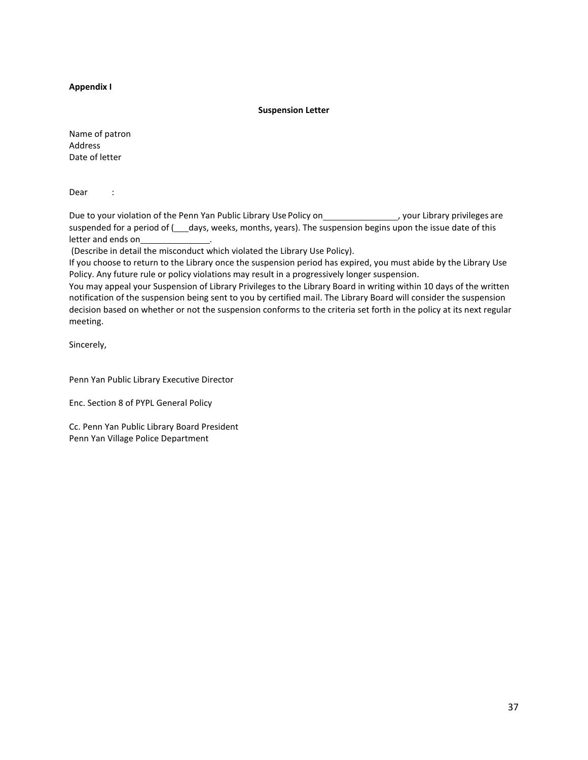**Appendix I**

**Suspension Letter**

Name of patron
Address
Date of letter

Dear      :

Due to your violation of the Penn Yan Public Library Use Policy on________________, your Library privileges are suspended for a period of (___days, weeks, months, years). The suspension begins upon the issue date of this letter and ends on_______________.

(Describe in detail the misconduct which violated the Library Use Policy).

If you choose to return to the Library once the suspension period has expired, you must abide by the Library Use Policy. Any future rule or policy violations may result in a progressively longer suspension.

You may appeal your Suspension of Library Privileges to the Library Board in writing within 10 days of the written notification of the suspension being sent to you by certified mail. The Library Board will consider the suspension decision based on whether or not the suspension conforms to the criteria set forth in the policy at its next regular meeting.

Sincerely,

Penn Yan Public Library Executive Director

Enc. Section 8 of PYPL General Policy

Cc. Penn Yan Public Library Board President
Penn Yan Village Police Department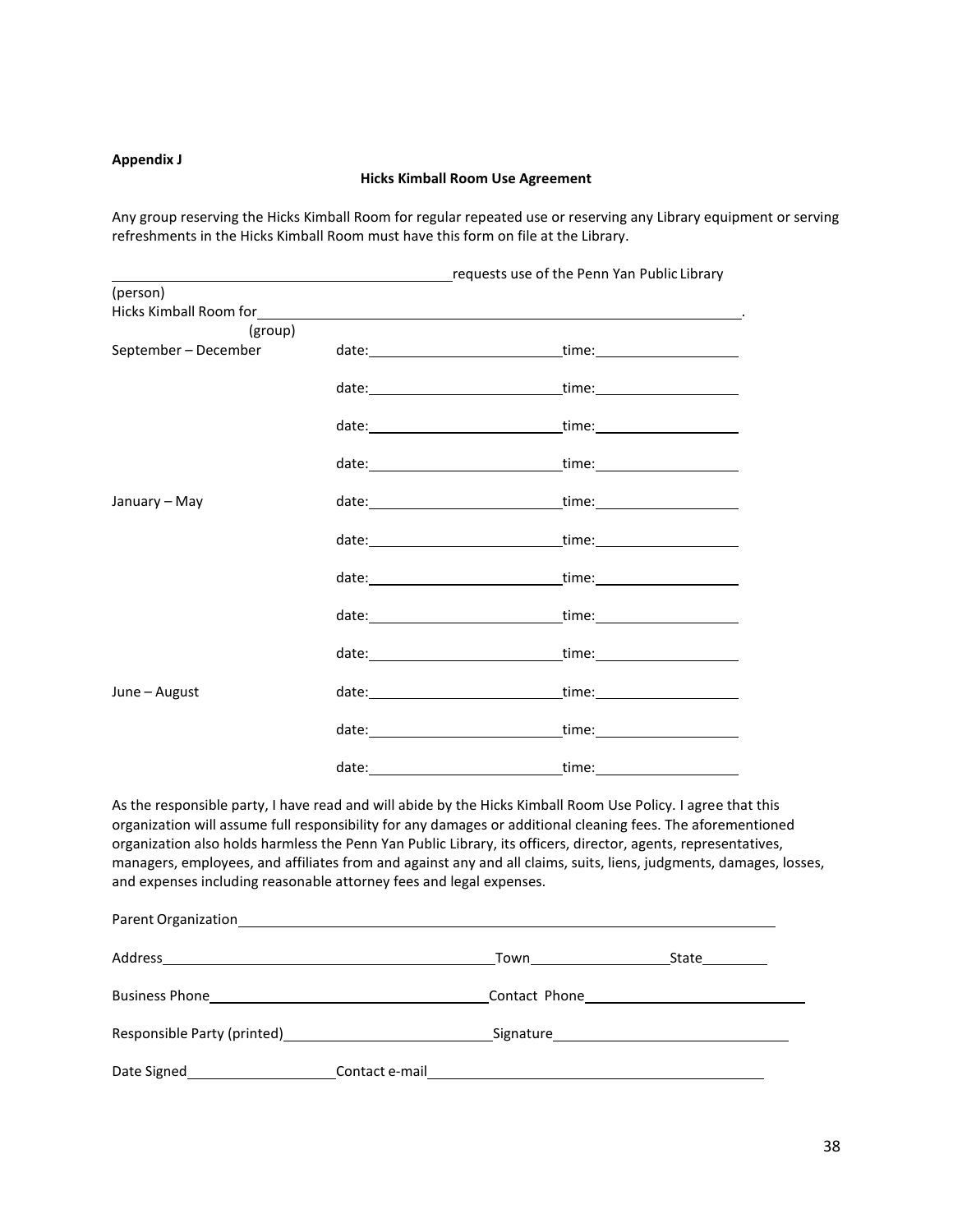**Appendix J**

**Hicks Kimball Room Use Agreement**

Any group reserving the Hicks Kimball Room for regular repeated use or reserving any Library equipment or serving refreshments in the Hicks Kimball Room must have this form on file at the Library.

______________________________________________ requests use of the Penn Yan Public Library
(person)
Hicks Kimball Room for ______________________________________________________________.
(group)

| | | |
|---|---|---|
| September – December | date: ______________________ | time: __________________ |
| | date: ______________________ | time: __________________ |
| | date: ______________________ | time: __________________ |
| | date: ______________________ | time: __________________ |
| January – May | date: ______________________ | time: __________________ |
| | date: ______________________ | time: __________________ |
| | date: ______________________ | time: __________________ |
| | date: ______________________ | time: __________________ |
| | date: ______________________ | time: __________________ |
| June – August | date: ______________________ | time: __________________ |
| | date: ______________________ | time: __________________ |
| | date: ______________________ | time: __________________ |

As the responsible party, I have read and will abide by the Hicks Kimball Room Use Policy. I agree that this organization will assume full responsibility for any damages or additional cleaning fees. The aforementioned organization also holds harmless the Penn Yan Public Library, its officers, director, agents, representatives, managers, employees, and affiliates from and against any and all claims, suits, liens, judgments, damages, losses, and expenses including reasonable attorney fees and legal expenses.

Parent Organization ______________________________________________________________

Address ________________________________________ Town __________________ State ________

Business Phone ___________________________________ Contact Phone ___________________________

Responsible Party (printed) _________________________ Signature _____________________________

Date Signed __________________ Contact e-mail ________________________________________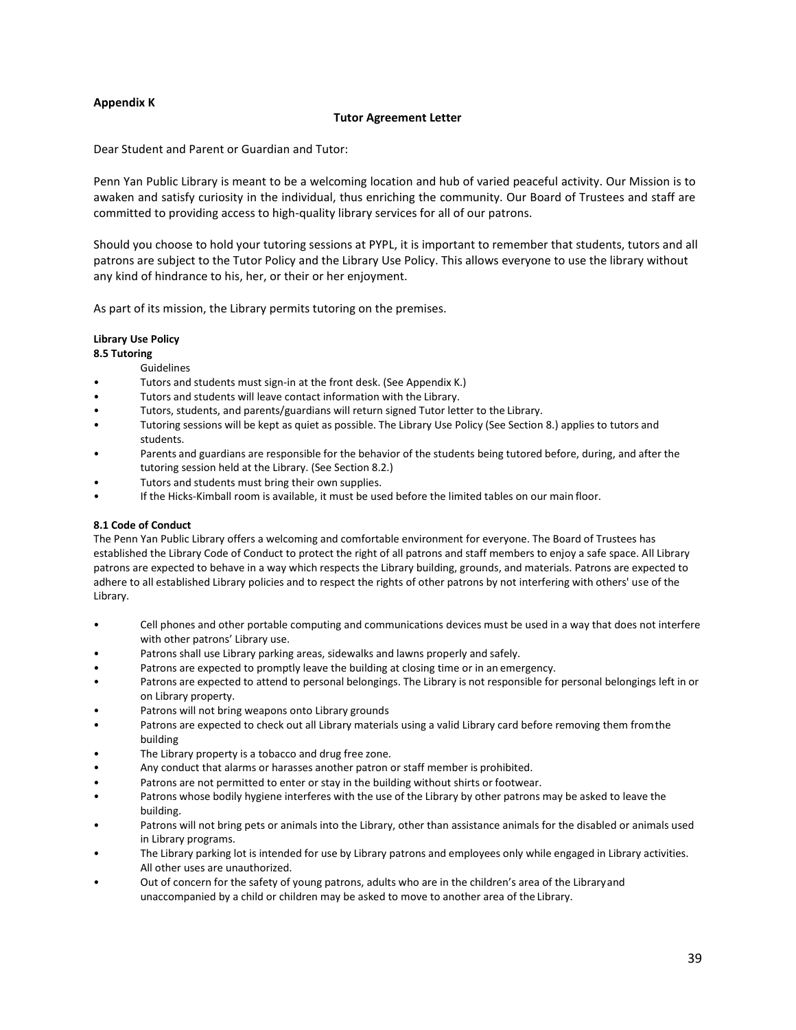**Appendix K**

**Tutor Agreement Letter**

Dear Student and Parent or Guardian and Tutor:

Penn Yan Public Library is meant to be a welcoming location and hub of varied peaceful activity. Our Mission is to awaken and satisfy curiosity in the individual, thus enriching the community. Our Board of Trustees and staff are committed to providing access to high-quality library services for all of our patrons.

Should you choose to hold your tutoring sessions at PYPL, it is important to remember that students, tutors and all patrons are subject to the Tutor Policy and the Library Use Policy. This allows everyone to use the library without any kind of hindrance to his, her, or their or her enjoyment.

As part of its mission, the Library permits tutoring on the premises.

**Library Use Policy**
**8.5 Tutoring**

Guidelines

- Tutors and students must sign-in at the front desk. (See Appendix K.)
- Tutors and students will leave contact information with the Library.
- Tutors, students, and parents/guardians will return signed Tutor letter to the Library.
- Tutoring sessions will be kept as quiet as possible. The Library Use Policy (See Section 8.) applies to tutors and students.
- Parents and guardians are responsible for the behavior of the students being tutored before, during, and after the tutoring session held at the Library. (See Section 8.2.)
- Tutors and students must bring their own supplies.
- If the Hicks-Kimball room is available, it must be used before the limited tables on our main floor.

**8.1 Code of Conduct**

The Penn Yan Public Library offers a welcoming and comfortable environment for everyone. The Board of Trustees has established the Library Code of Conduct to protect the right of all patrons and staff members to enjoy a safe space. All Library patrons are expected to behave in a way which respects the Library building, grounds, and materials. Patrons are expected to adhere to all established Library policies and to respect the rights of other patrons by not interfering with others' use of the Library.

- Cell phones and other portable computing and communications devices must be used in a way that does not interfere with other patrons' Library use.
- Patrons shall use Library parking areas, sidewalks and lawns properly and safely.
- Patrons are expected to promptly leave the building at closing time or in an emergency.
- Patrons are expected to attend to personal belongings. The Library is not responsible for personal belongings left in or on Library property.
- Patrons will not bring weapons onto Library grounds
- Patrons are expected to check out all Library materials using a valid Library card before removing them from the building
- The Library property is a tobacco and drug free zone.
- Any conduct that alarms or harasses another patron or staff member is prohibited.
- Patrons are not permitted to enter or stay in the building without shirts or footwear.
- Patrons whose bodily hygiene interferes with the use of the Library by other patrons may be asked to leave the building.
- Patrons will not bring pets or animals into the Library, other than assistance animals for the disabled or animals used in Library programs.
- The Library parking lot is intended for use by Library patrons and employees only while engaged in Library activities. All other uses are unauthorized.
- Out of concern for the safety of young patrons, adults who are in the children's area of the Library and unaccompanied by a child or children may be asked to move to another area of the Library.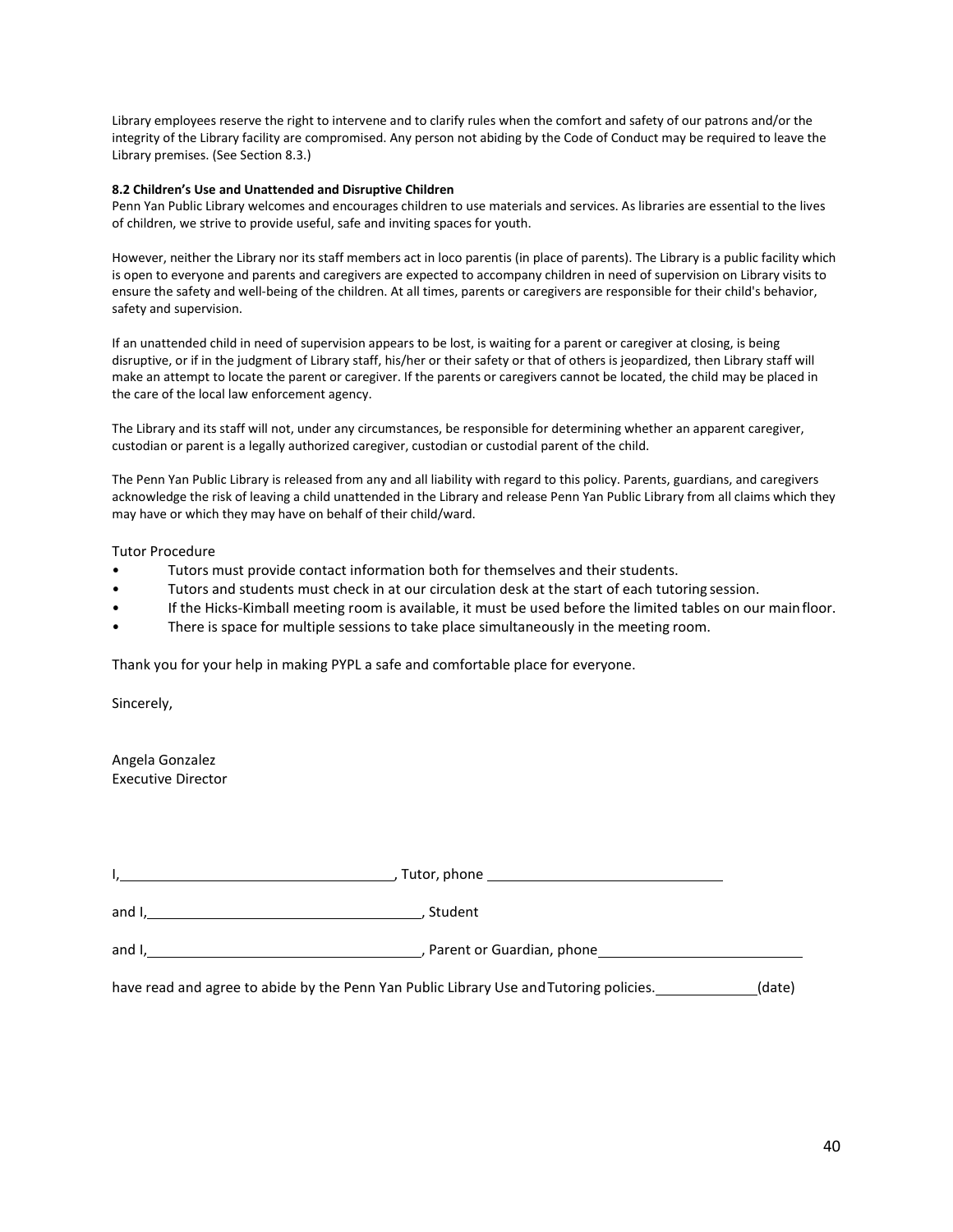Library employees reserve the right to intervene and to clarify rules when the comfort and safety of our patrons and/or the integrity of the Library facility are compromised. Any person not abiding by the Code of Conduct may be required to leave the Library premises. (See Section 8.3.)

**8.2 Children's Use and Unattended and Disruptive Children**

Penn Yan Public Library welcomes and encourages children to use materials and services. As libraries are essential to the lives of children, we strive to provide useful, safe and inviting spaces for youth.

However, neither the Library nor its staff members act in loco parentis (in place of parents). The Library is a public facility which is open to everyone and parents and caregivers are expected to accompany children in need of supervision on Library visits to ensure the safety and well-being of the children. At all times, parents or caregivers are responsible for their child's behavior, safety and supervision.

If an unattended child in need of supervision appears to be lost, is waiting for a parent or caregiver at closing, is being disruptive, or if in the judgment of Library staff, his/her or their safety or that of others is jeopardized, then Library staff will make an attempt to locate the parent or caregiver. If the parents or caregivers cannot be located, the child may be placed in the care of the local law enforcement agency.

The Library and its staff will not, under any circumstances, be responsible for determining whether an apparent caregiver, custodian or parent is a legally authorized caregiver, custodian or custodial parent of the child.

The Penn Yan Public Library is released from any and all liability with regard to this policy. Parents, guardians, and caregivers acknowledge the risk of leaving a child unattended in the Library and release Penn Yan Public Library from all claims which they may have or which they may have on behalf of their child/ward.

Tutor Procedure

- Tutors must provide contact information both for themselves and their students.
- Tutors and students must check in at our circulation desk at the start of each tutoring session.
- If the Hicks-Kimball meeting room is available, it must be used before the limited tables on our main floor.
- There is space for multiple sessions to take place simultaneously in the meeting room.

Thank you for your help in making PYPL a safe and comfortable place for everyone.

Sincerely,

Angela Gonzalez
Executive Director

I,\_\_\_\_\_\_\_\_\_\_\_\_\_\_\_\_\_\_\_\_\_\_\_\_\_\_\_\_\_\_, Tutor, phone \_\_\_\_\_\_\_\_\_\_\_\_\_\_\_\_\_\_\_\_\_\_\_\_\_\_\_\_

and I,\_\_\_\_\_\_\_\_\_\_\_\_\_\_\_\_\_\_\_\_\_\_\_\_\_\_\_\_\_\_, Student

and I,\_\_\_\_\_\_\_\_\_\_\_\_\_\_\_\_\_\_\_\_\_\_\_\_\_\_\_\_\_\_, Parent or Guardian, phone\_\_\_\_\_\_\_\_\_\_\_\_\_\_\_\_\_\_\_\_\_\_\_\_

have read and agree to abide by the Penn Yan Public Library Use and Tutoring policies.\_\_\_\_\_\_\_\_\_\_\_\_(date)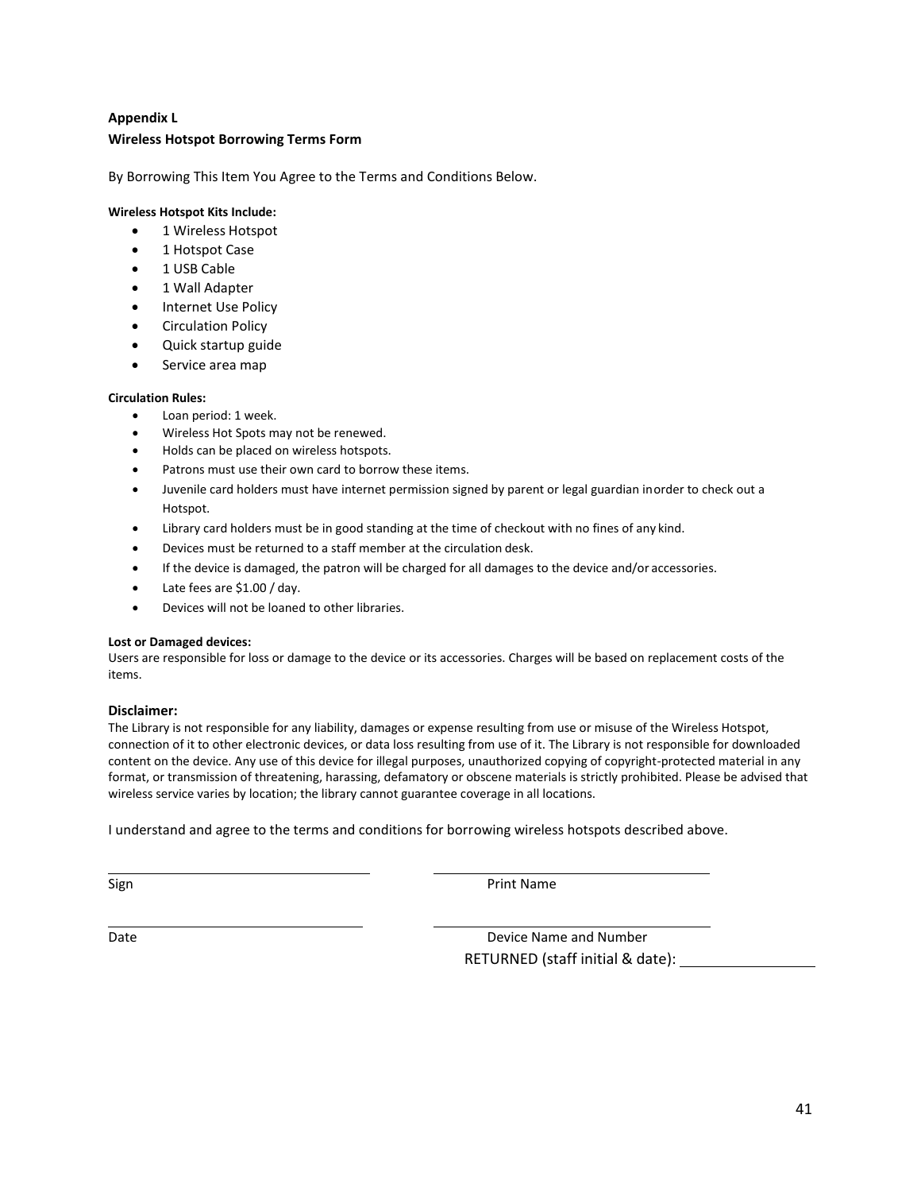**Appendix L**

**Wireless Hotspot Borrowing Terms Form**

By Borrowing This Item You Agree to the Terms and Conditions Below.

**Wireless Hotspot Kits Include:**

- 1 Wireless Hotspot
- 1 Hotspot Case
- 1 USB Cable
- 1 Wall Adapter
- Internet Use Policy
- Circulation Policy
- Quick startup guide
- Service area map

**Circulation Rules:**

- Loan period: 1 week.
- Wireless Hot Spots may not be renewed.
- Holds can be placed on wireless hotspots.
- Patrons must use their own card to borrow these items.
- Juvenile card holders must have internet permission signed by parent or legal guardian inorder to check out a Hotspot.
- Library card holders must be in good standing at the time of checkout with no fines of any kind.
- Devices must be returned to a staff member at the circulation desk.
- If the device is damaged, the patron will be charged for all damages to the device and/or accessories.
- Late fees are $1.00 / day.
- Devices will not be loaned to other libraries.

**Lost or Damaged devices:**

Users are responsible for loss or damage to the device or its accessories. Charges will be based on replacement costs of the items.

**Disclaimer:**

The Library is not responsible for any liability, damages or expense resulting from use or misuse of the Wireless Hotspot, connection of it to other electronic devices, or data loss resulting from use of it. The Library is not responsible for downloaded content on the device. Any use of this device for illegal purposes, unauthorized copying of copyright-protected material in any format, or transmission of threatening, harassing, defamatory or obscene materials is strictly prohibited. Please be advised that wireless service varies by location; the library cannot guarantee coverage in all locations.

I understand and agree to the terms and conditions for borrowing wireless hotspots described above.

\_\_\_\_\_\_\_\_\_\_\_\_\_\_\_\_\_\_\_\_\_\_\_\_\_\_\_\_ \_\_\_\_\_\_\_\_\_\_\_\_\_\_\_\_\_\_\_\_\_\_\_\_\_\_\_\_

Sign Print Name

\_\_\_\_\_\_\_\_\_\_\_\_\_\_\_\_\_\_\_\_\_\_\_\_\_\_\_\_ \_\_\_\_\_\_\_\_\_\_\_\_\_\_\_\_\_\_\_\_\_\_\_\_\_\_\_\_

Date Device Name and Number

RETURNED (staff initial & date): \_\_\_\_\_\_\_\_\_\_\_\_\_\_\_\_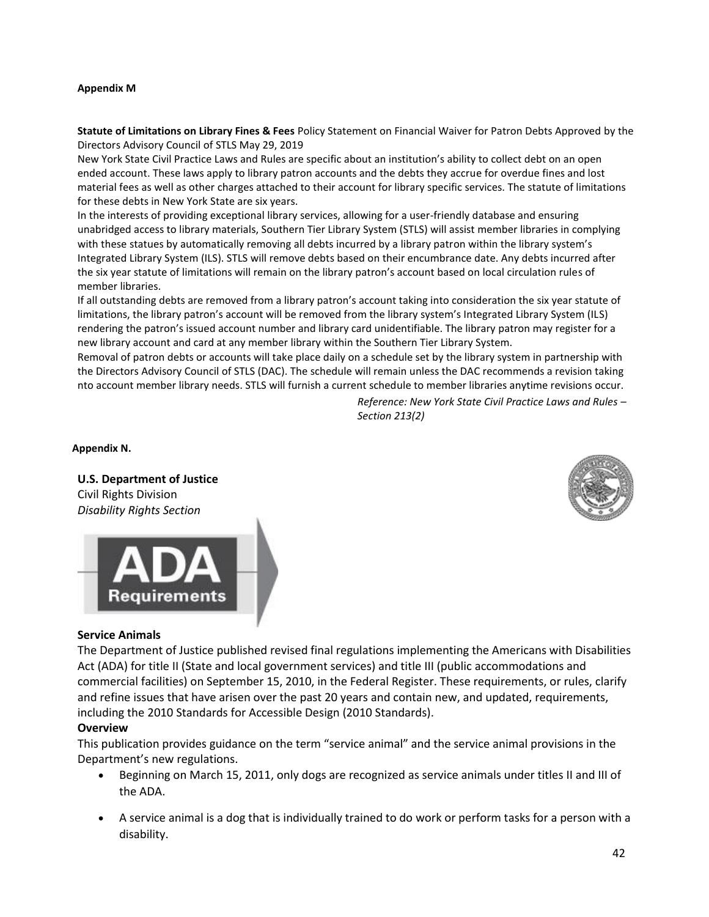**Appendix M**

**Statute of Limitations on Library Fines & Fees** Policy Statement on Financial Waiver for Patron Debts Approved by the Directors Advisory Council of STLS May 29, 2019

New York State Civil Practice Laws and Rules are specific about an institution's ability to collect debt on an open ended account. These laws apply to library patron accounts and the debts they accrue for overdue fines and lost material fees as well as other charges attached to their account for library specific services. The statute of limitations for these debts in New York State are six years.

In the interests of providing exceptional library services, allowing for a user-friendly database and ensuring unabridged access to library materials, Southern Tier Library System (STLS) will assist member libraries in complying with these statues by automatically removing all debts incurred by a library patron within the library system's Integrated Library System (ILS). STLS will remove debts based on their encumbrance date. Any debts incurred after the six year statute of limitations will remain on the library patron's account based on local circulation rules of member libraries.

If all outstanding debts are removed from a library patron's account taking into consideration the six year statute of limitations, the library patron's account will be removed from the library system's Integrated Library System (ILS) rendering the patron's issued account number and library card unidentifiable. The library patron may register for a new library account and card at any member library within the Southern Tier Library System.

Removal of patron debts or accounts will take place daily on a schedule set by the library system in partnership with the Directors Advisory Council of STLS (DAC). The schedule will remain unless the DAC recommends a revision taking nto account member library needs. STLS will furnish a current schedule to member libraries anytime revisions occur.

*Reference: New York State Civil Practice Laws and Rules – Section 213(2)*

**Appendix N.**

**U.S. Department of Justice**
Civil Rights Division
*Disability Rights Section*

**ADA Requirements**

**Service Animals**

The Department of Justice published revised final regulations implementing the Americans with Disabilities Act (ADA) for title II (State and local government services) and title III (public accommodations and commercial facilities) on September 15, 2010, in the Federal Register. These requirements, or rules, clarify and refine issues that have arisen over the past 20 years and contain new, and updated, requirements, including the 2010 Standards for Accessible Design (2010 Standards).

**Overview**

This publication provides guidance on the term "service animal" and the service animal provisions in the Department's new regulations.

- Beginning on March 15, 2011, only dogs are recognized as service animals under titles II and III of the ADA.
- A service animal is a dog that is individually trained to do work or perform tasks for a person with a disability.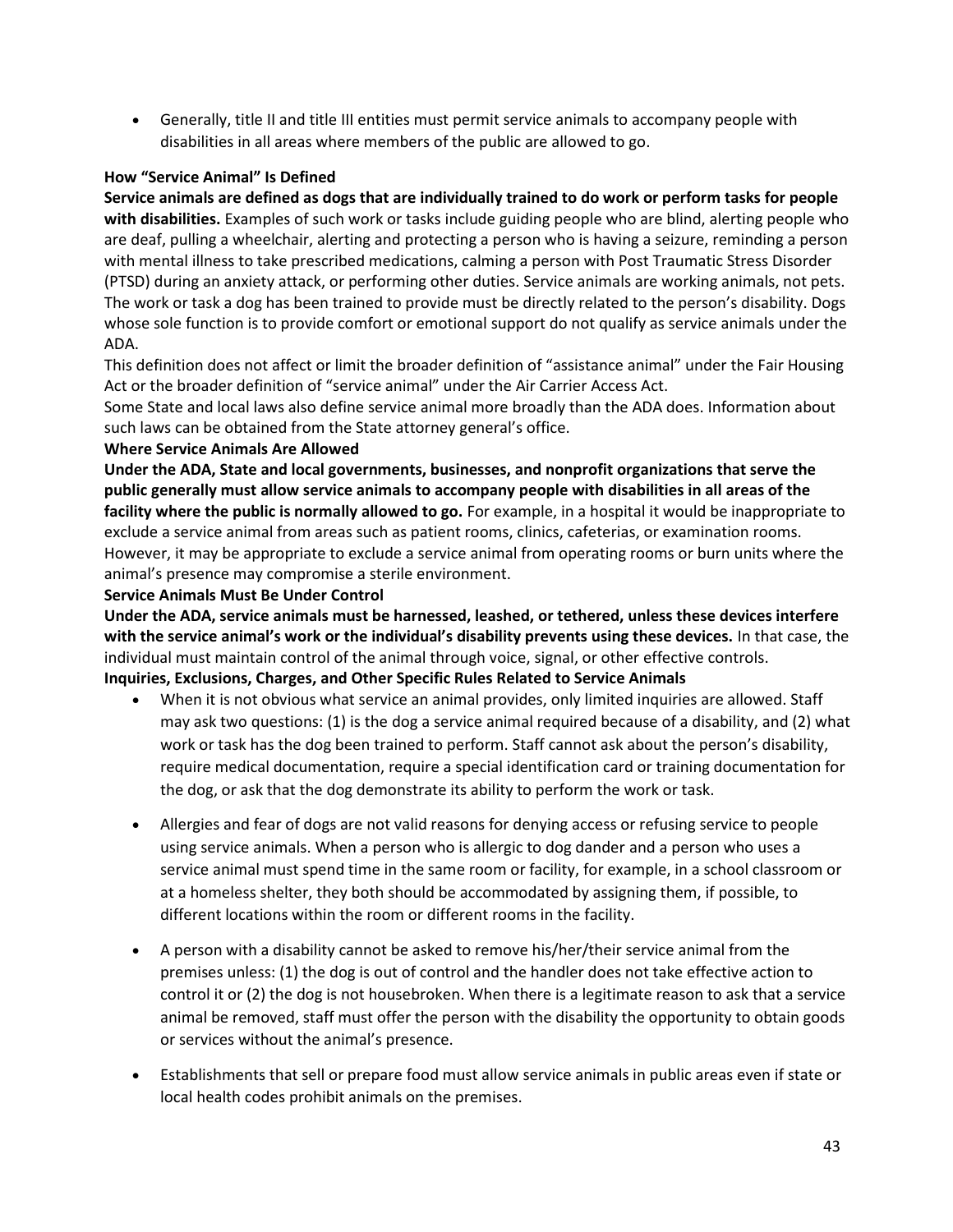- Generally, title II and title III entities must permit service animals to accompany people with disabilities in all areas where members of the public are allowed to go.

**How "Service Animal" Is Defined**

**Service animals are defined as dogs that are individually trained to do work or perform tasks for people with disabilities.** Examples of such work or tasks include guiding people who are blind, alerting people who are deaf, pulling a wheelchair, alerting and protecting a person who is having a seizure, reminding a person with mental illness to take prescribed medications, calming a person with Post Traumatic Stress Disorder (PTSD) during an anxiety attack, or performing other duties. Service animals are working animals, not pets. The work or task a dog has been trained to provide must be directly related to the person's disability. Dogs whose sole function is to provide comfort or emotional support do not qualify as service animals under the ADA.

This definition does not affect or limit the broader definition of "assistance animal" under the Fair Housing Act or the broader definition of "service animal" under the Air Carrier Access Act.

Some State and local laws also define service animal more broadly than the ADA does. Information about such laws can be obtained from the State attorney general's office.

**Where Service Animals Are Allowed**

**Under the ADA, State and local governments, businesses, and nonprofit organizations that serve the public generally must allow service animals to accompany people with disabilities in all areas of the facility where the public is normally allowed to go.** For example, in a hospital it would be inappropriate to exclude a service animal from areas such as patient rooms, clinics, cafeterias, or examination rooms. However, it may be appropriate to exclude a service animal from operating rooms or burn units where the animal's presence may compromise a sterile environment.

**Service Animals Must Be Under Control**

**Under the ADA, service animals must be harnessed, leashed, or tethered, unless these devices interfere with the service animal's work or the individual's disability prevents using these devices.** In that case, the individual must maintain control of the animal through voice, signal, or other effective controls.

**Inquiries, Exclusions, Charges, and Other Specific Rules Related to Service Animals**

- When it is not obvious what service an animal provides, only limited inquiries are allowed. Staff may ask two questions: (1) is the dog a service animal required because of a disability, and (2) what work or task has the dog been trained to perform. Staff cannot ask about the person's disability, require medical documentation, require a special identification card or training documentation for the dog, or ask that the dog demonstrate its ability to perform the work or task.

- Allergies and fear of dogs are not valid reasons for denying access or refusing service to people using service animals. When a person who is allergic to dog dander and a person who uses a service animal must spend time in the same room or facility, for example, in a school classroom or at a homeless shelter, they both should be accommodated by assigning them, if possible, to different locations within the room or different rooms in the facility.

- A person with a disability cannot be asked to remove his/her/their service animal from the premises unless: (1) the dog is out of control and the handler does not take effective action to control it or (2) the dog is not housebroken. When there is a legitimate reason to ask that a service animal be removed, staff must offer the person with the disability the opportunity to obtain goods or services without the animal's presence.

- Establishments that sell or prepare food must allow service animals in public areas even if state or local health codes prohibit animals on the premises.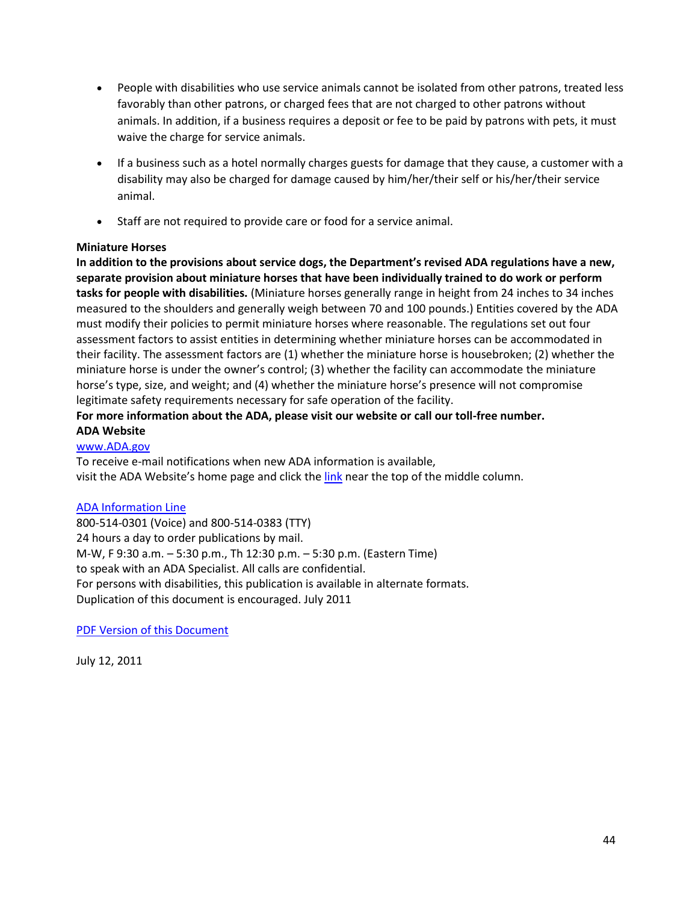- People with disabilities who use service animals cannot be isolated from other patrons, treated less favorably than other patrons, or charged fees that are not charged to other patrons without animals. In addition, if a business requires a deposit or fee to be paid by patrons with pets, it must waive the charge for service animals.

- If a business such as a hotel normally charges guests for damage that they cause, a customer with a disability may also be charged for damage caused by him/her/their self or his/her/their service animal.

- Staff are not required to provide care or food for a service animal.

**Miniature Horses**

**In addition to the provisions about service dogs, the Department's revised ADA regulations have a new, separate provision about miniature horses that have been individually trained to do work or perform tasks for people with disabilities.** (Miniature horses generally range in height from 24 inches to 34 inches measured to the shoulders and generally weigh between 70 and 100 pounds.) Entities covered by the ADA must modify their policies to permit miniature horses where reasonable. The regulations set out four assessment factors to assist entities in determining whether miniature horses can be accommodated in their facility. The assessment factors are (1) whether the miniature horse is housebroken; (2) whether the miniature horse is under the owner's control; (3) whether the facility can accommodate the miniature horse's type, size, and weight; and (4) whether the miniature horse's presence will not compromise legitimate safety requirements necessary for safe operation of the facility.

**For more information about the ADA, please visit our website or call our toll-free number.**

**ADA Website**

[www.ADA.gov](http://www.ADA.gov)

To receive e-mail notifications when new ADA information is available,
visit the ADA Website's home page and click the link near the top of the middle column.

ADA Information Line

800-514-0301 (Voice) and 800-514-0383 (TTY)
24 hours a day to order publications by mail.
M-W, F 9:30 a.m. – 5:30 p.m., Th 12:30 p.m. – 5:30 p.m. (Eastern Time)
to speak with an ADA Specialist. All calls are confidential.
For persons with disabilities, this publication is available in alternate formats.
Duplication of this document is encouraged. July 2011

PDF Version of this Document

July 12, 2011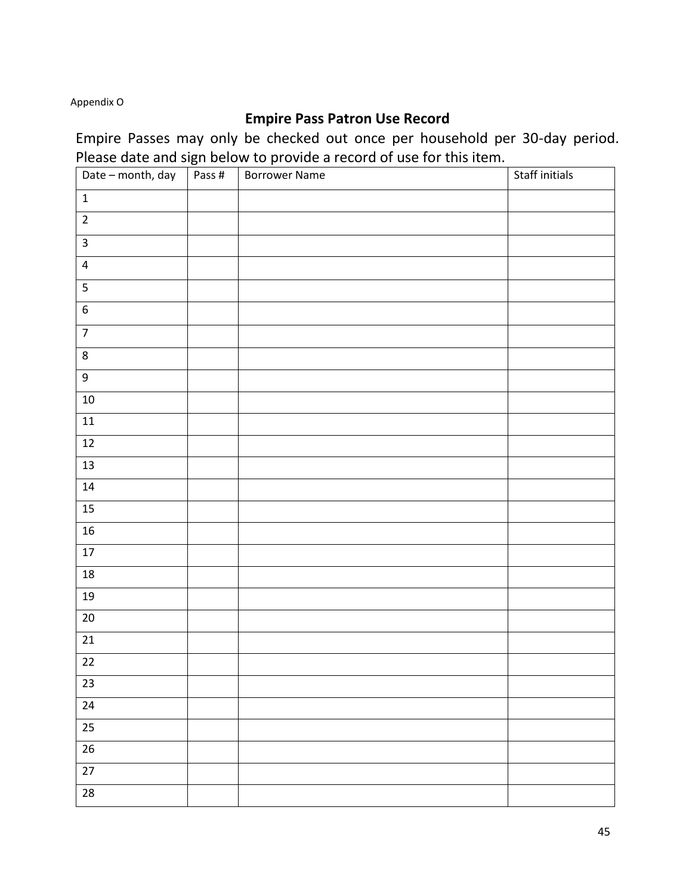Appendix O

## Empire Pass Patron Use Record

Empire Passes may only be checked out once per household per 30-day period. Please date and sign below to provide a record of use for this item.

| Date – month, day | Pass # | Borrower Name | Staff initials |
| --- | --- | --- | --- |
| 1 | | | |
| 2 | | | |
| 3 | | | |
| 4 | | | |
| 5 | | | |
| 6 | | | |
| 7 | | | |
| 8 | | | |
| 9 | | | |
| 10 | | | |
| 11 | | | |
| 12 | | | |
| 13 | | | |
| 14 | | | |
| 15 | | | |
| 16 | | | |
| 17 | | | |
| 18 | | | |
| 19 | | | |
| 20 | | | |
| 21 | | | |
| 22 | | | |
| 23 | | | |
| 24 | | | |
| 25 | | | |
| 26 | | | |
| 27 | | | |
| 28 | | | |